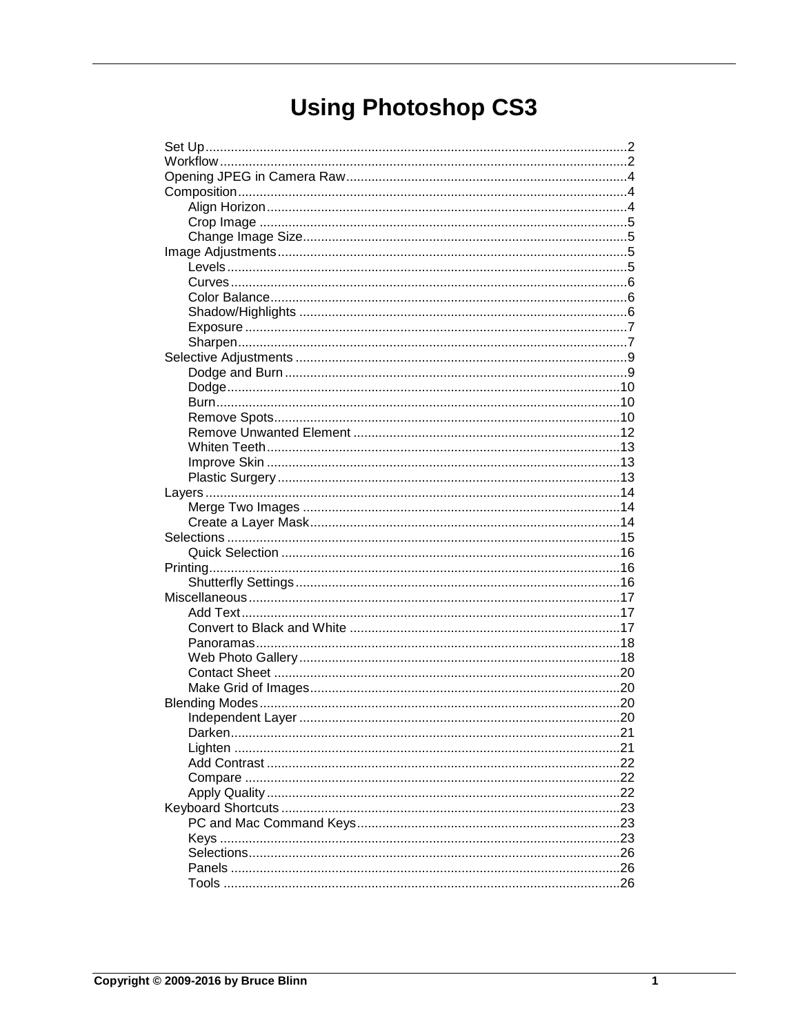# Using Photoshop CS3

- Set Up .......... 2
- Workflow .......... 2
- Opening JPEG in Camera Raw .......... 4
- Composition .......... 4
  - Align Horizon .......... 4
  - Crop Image .......... 5
  - Change Image Size .......... 5
- Image Adjustments .......... 5
  - Levels .......... 5
  - Curves .......... 6
  - Color Balance .......... 6
  - Shadow/Highlights .......... 6
  - Exposure .......... 7
  - Sharpen .......... 7
- Selective Adjustments .......... 9
  - Dodge and Burn .......... 9
  - Dodge .......... 10
  - Burn .......... 10
  - Remove Spots .......... 10
  - Remove Unwanted Element .......... 12
  - Whiten Teeth .......... 13
  - Improve Skin .......... 13
  - Plastic Surgery .......... 13
- Layers .......... 14
  - Merge Two Images .......... 14
  - Create a Layer Mask .......... 14
- Selections .......... 15
  - Quick Selection .......... 16
- Printing .......... 16
  - Shutterfly Settings .......... 16
- Miscellaneous .......... 17
  - Add Text .......... 17
  - Convert to Black and White .......... 17
  - Panoramas .......... 18
  - Web Photo Gallery .......... 18
  - Contact Sheet .......... 20
  - Make Grid of Images .......... 20
- Blending Modes .......... 20
  - Independent Layer .......... 20
  - Darken .......... 21
  - Lighten .......... 21
  - Add Contrast .......... 22
  - Compare .......... 22
  - Apply Quality .......... 22
- Keyboard Shortcuts .......... 23
  - PC and Mac Command Keys .......... 23
  - Keys .......... 23
  - Selections .......... 26
  - Panels .......... 26
  - Tools .......... 26

**Copyright © 2009-2016 by Bruce Blinn**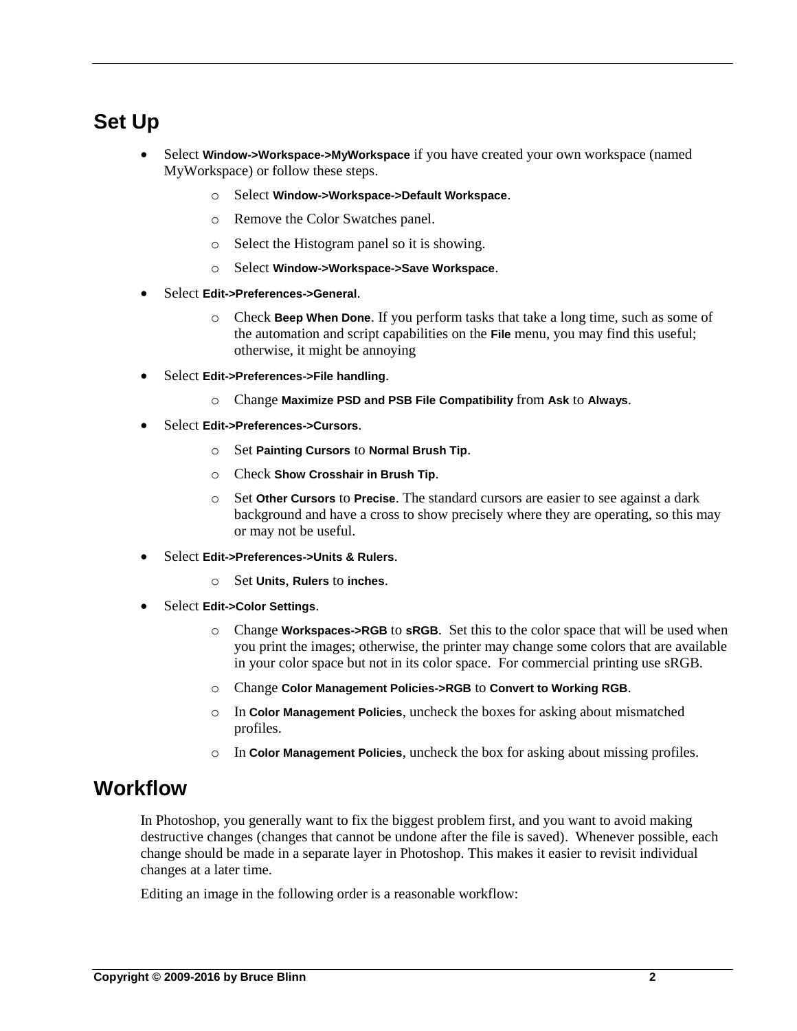## Set Up

- Select **Window->Workspace->MyWorkspace** if you have created your own workspace (named MyWorkspace) or follow these steps.
    - Select **Window->Workspace->Default Workspace**.
    - Remove the Color Swatches panel.
    - Select the Histogram panel so it is showing.
    - Select **Window->Workspace->Save Workspace**.
- Select **Edit->Preferences->General**.
    - Check **Beep When Done**. If you perform tasks that take a long time, such as some of the automation and script capabilities on the **File** menu, you may find this useful; otherwise, it might be annoying
- Select **Edit->Preferences->File handling**.
    - Change **Maximize PSD and PSB File Compatibility** from **Ask** to **Always**.
- Select **Edit->Preferences->Cursors**.
    - Set **Painting Cursors** to **Normal Brush Tip**.
    - Check **Show Crosshair in Brush Tip**.
    - Set **Other Cursors** to **Precise**. The standard cursors are easier to see against a dark background and have a cross to show precisely where they are operating, so this may or may not be useful.
- Select **Edit->Preferences->Units & Rulers**.
    - Set **Units**, **Rulers** to **inches**.
- Select **Edit->Color Settings**.
    - Change **Workspaces->RGB** to **sRGB**. Set this to the color space that will be used when you print the images; otherwise, the printer may change some colors that are available in your color space but not in its color space. For commercial printing use sRGB.
    - Change **Color Management Policies->RGB** to **Convert to Working RGB**.
    - In **Color Management Policies**, uncheck the boxes for asking about mismatched profiles.
    - In **Color Management Policies**, uncheck the box for asking about missing profiles.

## Workflow

In Photoshop, you generally want to fix the biggest problem first, and you want to avoid making destructive changes (changes that cannot be undone after the file is saved). Whenever possible, each change should be made in a separate layer in Photoshop. This makes it easier to revisit individual changes at a later time.

Editing an image in the following order is a reasonable workflow: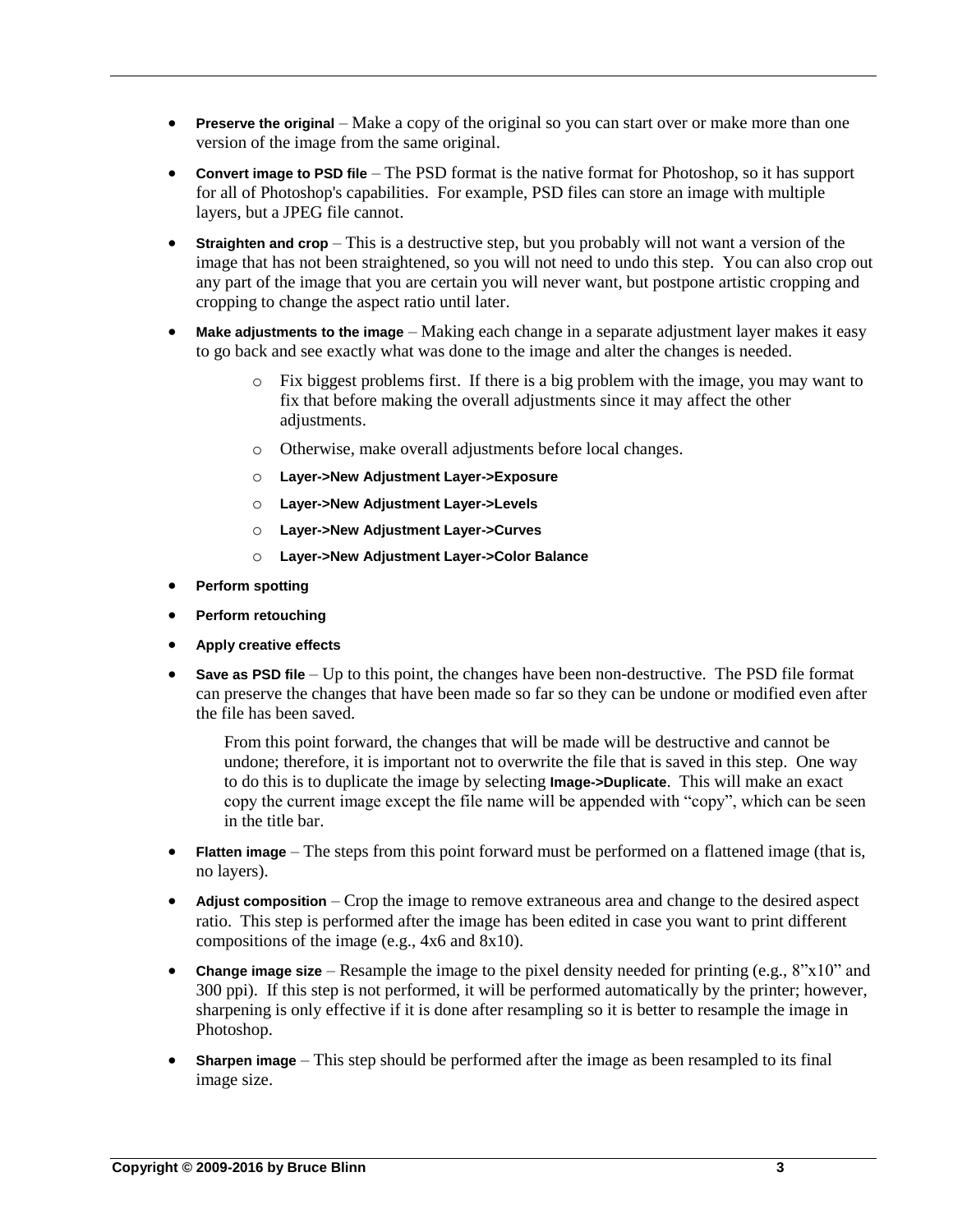- **Preserve the original** – Make a copy of the original so you can start over or make more than one version of the image from the same original.
- **Convert image to PSD file** – The PSD format is the native format for Photoshop, so it has support for all of Photoshop's capabilities. For example, PSD files can store an image with multiple layers, but a JPEG file cannot.
- **Straighten and crop** – This is a destructive step, but you probably will not want a version of the image that has not been straightened, so you will not need to undo this step. You can also crop out any part of the image that you are certain you will never want, but postpone artistic cropping and cropping to change the aspect ratio until later.
- **Make adjustments to the image** – Making each change in a separate adjustment layer makes it easy to go back and see exactly what was done to the image and alter the changes is needed.
    - Fix biggest problems first. If there is a big problem with the image, you may want to fix that before making the overall adjustments since it may affect the other adjustments.
    - Otherwise, make overall adjustments before local changes.
    - **Layer->New Adjustment Layer->Exposure**
    - **Layer->New Adjustment Layer->Levels**
    - **Layer->New Adjustment Layer->Curves**
    - **Layer->New Adjustment Layer->Color Balance**
- **Perform spotting**
- **Perform retouching**
- **Apply creative effects**
- **Save as PSD file** – Up to this point, the changes have been non-destructive. The PSD file format can preserve the changes that have been made so far so they can be undone or modified even after the file has been saved.

  From this point forward, the changes that will be made will be destructive and cannot be undone; therefore, it is important not to overwrite the file that is saved in this step. One way to do this is to duplicate the image by selecting **Image->Duplicate**. This will make an exact copy the current image except the file name will be appended with "copy", which can be seen in the title bar.
- **Flatten image** – The steps from this point forward must be performed on a flattened image (that is, no layers).
- **Adjust composition** – Crop the image to remove extraneous area and change to the desired aspect ratio. This step is performed after the image has been edited in case you want to print different compositions of the image (e.g., 4x6 and 8x10).
- **Change image size** – Resample the image to the pixel density needed for printing (e.g., 8"x10" and 300 ppi). If this step is not performed, it will be performed automatically by the printer; however, sharpening is only effective if it is done after resampling so it is better to resample the image in Photoshop.
- **Sharpen image** – This step should be performed after the image as been resampled to its final image size.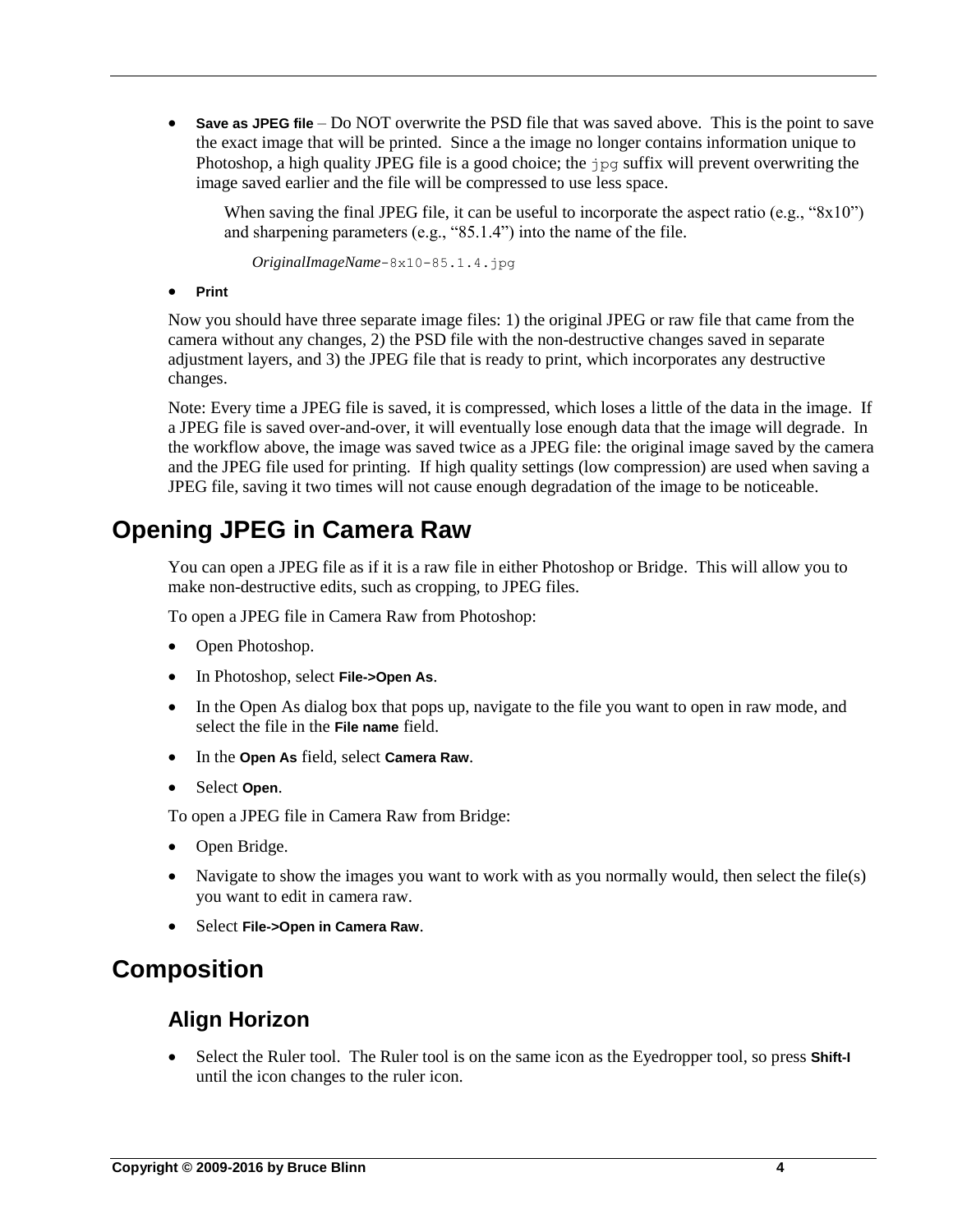- **Save as JPEG file** – Do NOT overwrite the PSD file that was saved above. This is the point to save the exact image that will be printed. Since a the image no longer contains information unique to Photoshop, a high quality JPEG file is a good choice; the `jpg` suffix will prevent overwriting the image saved earlier and the file will be compressed to use less space.

  When saving the final JPEG file, it can be useful to incorporate the aspect ratio (e.g., “8x10”) and sharpening parameters (e.g., “85.1.4”) into the name of the file.

  *OriginalImageName*`-8x10-85.1.4.jpg`

- **Print**

Now you should have three separate image files: 1) the original JPEG or raw file that came from the camera without any changes, 2) the PSD file with the non-destructive changes saved in separate adjustment layers, and 3) the JPEG file that is ready to print, which incorporates any destructive changes.

Note: Every time a JPEG file is saved, it is compressed, which loses a little of the data in the image. If a JPEG file is saved over-and-over, it will eventually lose enough data that the image will degrade. In the workflow above, the image was saved twice as a JPEG file: the original image saved by the camera and the JPEG file used for printing. If high quality settings (low compression) are used when saving a JPEG file, saving it two times will not cause enough degradation of the image to be noticeable.

# Opening JPEG in Camera Raw

You can open a JPEG file as if it is a raw file in either Photoshop or Bridge. This will allow you to make non-destructive edits, such as cropping, to JPEG files.

To open a JPEG file in Camera Raw from Photoshop:

- Open Photoshop.
- In Photoshop, select **File->Open As**.
- In the Open As dialog box that pops up, navigate to the file you want to open in raw mode, and select the file in the **File name** field.
- In the **Open As** field, select **Camera Raw**.
- Select **Open**.

To open a JPEG file in Camera Raw from Bridge:

- Open Bridge.
- Navigate to show the images you want to work with as you normally would, then select the file(s) you want to edit in camera raw.
- Select **File->Open in Camera Raw**.

# Composition

## Align Horizon

- Select the Ruler tool. The Ruler tool is on the same icon as the Eyedropper tool, so press **Shift-I** until the icon changes to the ruler icon.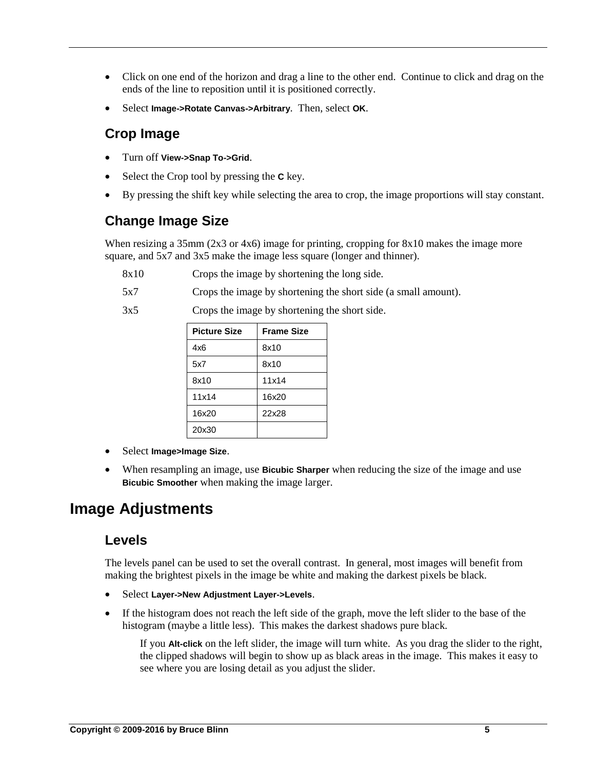- Click on one end of the horizon and drag a line to the other end. Continue to click and drag on the ends of the line to reposition until it is positioned correctly.
- Select **Image->Rotate Canvas->Arbitrary**. Then, select **OK**.

## Crop Image

- Turn off **View->Snap To->Grid**.
- Select the Crop tool by pressing the **C** key.
- By pressing the shift key while selecting the area to crop, the image proportions will stay constant.

## Change Image Size

When resizing a 35mm (2x3 or 4x6) image for printing, cropping for 8x10 makes the image more square, and 5x7 and 3x5 make the image less square (longer and thinner).

8x10 Crops the image by shortening the long side.

5x7 Crops the image by shortening the short side (a small amount).

3x5 Crops the image by shortening the short side.

| Picture Size | Frame Size |
|---|---|
| 4x6 | 8x10 |
| 5x7 | 8x10 |
| 8x10 | 11x14 |
| 11x14 | 16x20 |
| 16x20 | 22x28 |
| 20x30 | |

- Select **Image>Image Size**.
- When resampling an image, use **Bicubic Sharper** when reducing the size of the image and use **Bicubic Smoother** when making the image larger.

# Image Adjustments

## Levels

The levels panel can be used to set the overall contrast. In general, most images will benefit from making the brightest pixels in the image be white and making the darkest pixels be black.

- Select **Layer->New Adjustment Layer->Levels**.
- If the histogram does not reach the left side of the graph, move the left slider to the base of the histogram (maybe a little less). This makes the darkest shadows pure black.

  If you **Alt-click** on the left slider, the image will turn white. As you drag the slider to the right, the clipped shadows will begin to show up as black areas in the image. This makes it easy to see where you are losing detail as you adjust the slider.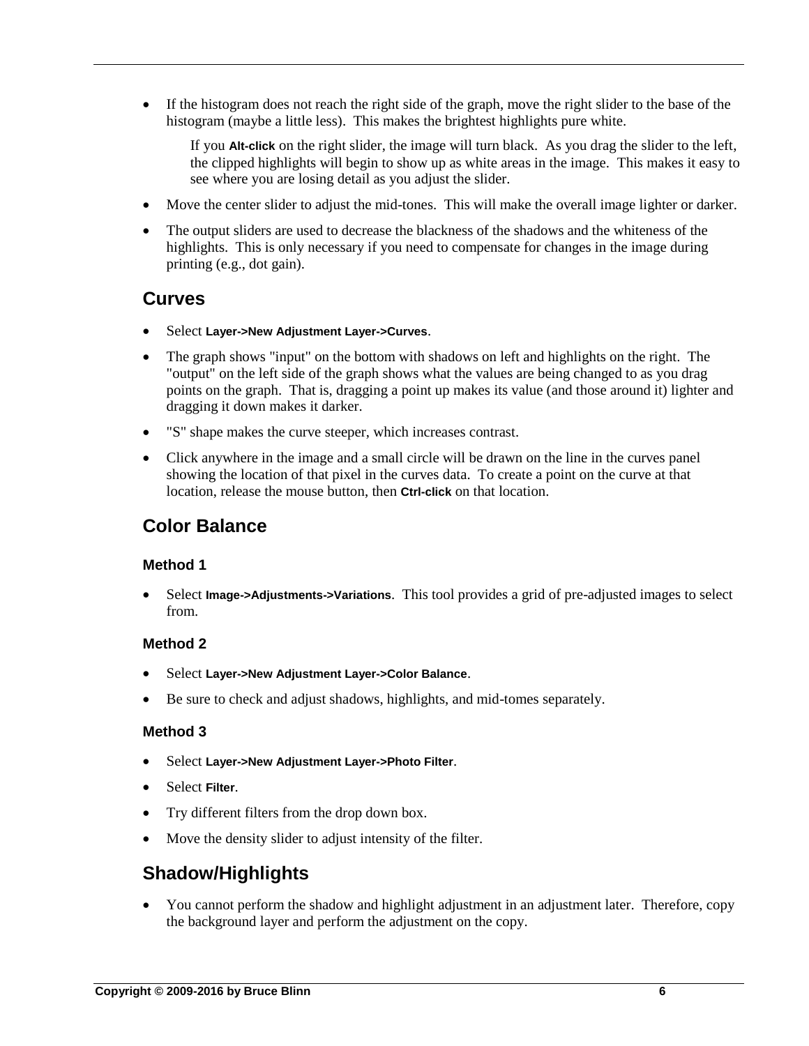- If the histogram does not reach the right side of the graph, move the right slider to the base of the histogram (maybe a little less). This makes the brightest highlights pure white.

  If you **Alt-click** on the right slider, the image will turn black. As you drag the slider to the left, the clipped highlights will begin to show up as white areas in the image. This makes it easy to see where you are losing detail as you adjust the slider.

- Move the center slider to adjust the mid-tones. This will make the overall image lighter or darker.
- The output sliders are used to decrease the blackness of the shadows and the whiteness of the highlights. This is only necessary if you need to compensate for changes in the image during printing (e.g., dot gain).

## Curves

- Select **Layer->New Adjustment Layer->Curves**.
- The graph shows "input" on the bottom with shadows on left and highlights on the right. The "output" on the left side of the graph shows what the values are being changed to as you drag points on the graph. That is, dragging a point up makes its value (and those around it) lighter and dragging it down makes it darker.
- "S" shape makes the curve steeper, which increases contrast.
- Click anywhere in the image and a small circle will be drawn on the line in the curves panel showing the location of that pixel in the curves data. To create a point on the curve at that location, release the mouse button, then **Ctrl-click** on that location.

## Color Balance

### Method 1

- Select **Image->Adjustments->Variations**. This tool provides a grid of pre-adjusted images to select from.

### Method 2

- Select **Layer->New Adjustment Layer->Color Balance**.
- Be sure to check and adjust shadows, highlights, and mid-tomes separately.

### Method 3

- Select **Layer->New Adjustment Layer->Photo Filter**.
- Select **Filter**.
- Try different filters from the drop down box.
- Move the density slider to adjust intensity of the filter.

## Shadow/Highlights

- You cannot perform the shadow and highlight adjustment in an adjustment later. Therefore, copy the background layer and perform the adjustment on the copy.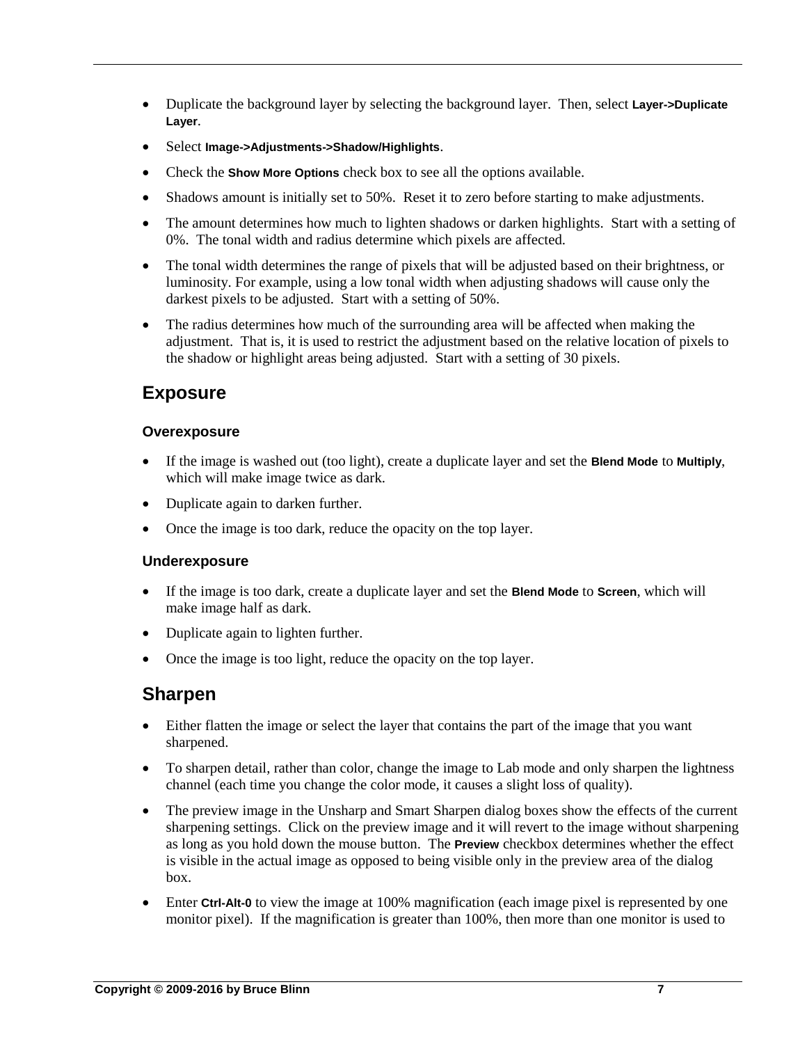- Duplicate the background layer by selecting the background layer. Then, select **Layer->Duplicate Layer**.
- Select **Image->Adjustments->Shadow/Highlights**.
- Check the **Show More Options** check box to see all the options available.
- Shadows amount is initially set to 50%. Reset it to zero before starting to make adjustments.
- The amount determines how much to lighten shadows or darken highlights. Start with a setting of 0%. The tonal width and radius determine which pixels are affected.
- The tonal width determines the range of pixels that will be adjusted based on their brightness, or luminosity. For example, using a low tonal width when adjusting shadows will cause only the darkest pixels to be adjusted. Start with a setting of 50%.
- The radius determines how much of the surrounding area will be affected when making the adjustment. That is, it is used to restrict the adjustment based on the relative location of pixels to the shadow or highlight areas being adjusted. Start with a setting of 30 pixels.

## Exposure

### Overexposure

- If the image is washed out (too light), create a duplicate layer and set the **Blend Mode** to **Multiply**, which will make image twice as dark.
- Duplicate again to darken further.
- Once the image is too dark, reduce the opacity on the top layer.

### Underexposure

- If the image is too dark, create a duplicate layer and set the **Blend Mode** to **Screen**, which will make image half as dark.
- Duplicate again to lighten further.
- Once the image is too light, reduce the opacity on the top layer.

## Sharpen

- Either flatten the image or select the layer that contains the part of the image that you want sharpened.
- To sharpen detail, rather than color, change the image to Lab mode and only sharpen the lightness channel (each time you change the color mode, it causes a slight loss of quality).
- The preview image in the Unsharp and Smart Sharpen dialog boxes show the effects of the current sharpening settings. Click on the preview image and it will revert to the image without sharpening as long as you hold down the mouse button. The **Preview** checkbox determines whether the effect is visible in the actual image as opposed to being visible only in the preview area of the dialog box.
- Enter **Ctrl-Alt-0** to view the image at 100% magnification (each image pixel is represented by one monitor pixel). If the magnification is greater than 100%, then more than one monitor is used to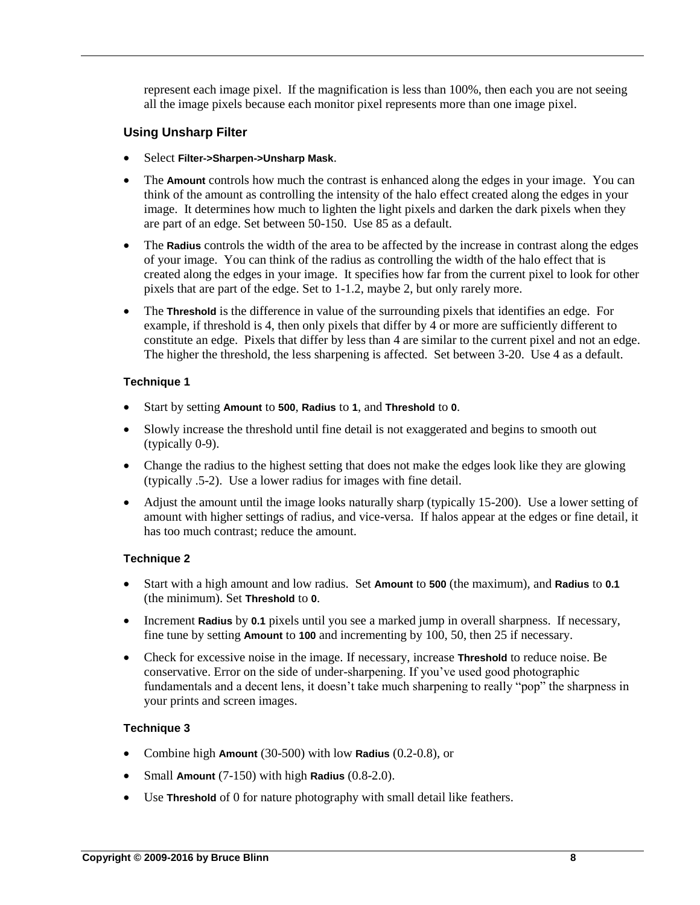represent each image pixel. If the magnification is less than 100%, then each you are not seeing all the image pixels because each monitor pixel represents more than one image pixel.

## Using Unsharp Filter

- Select **Filter->Sharpen->Unsharp Mask**.
- The **Amount** controls how much the contrast is enhanced along the edges in your image. You can think of the amount as controlling the intensity of the halo effect created along the edges in your image. It determines how much to lighten the light pixels and darken the dark pixels when they are part of an edge. Set between 50-150. Use 85 as a default.
- The **Radius** controls the width of the area to be affected by the increase in contrast along the edges of your image. You can think of the radius as controlling the width of the halo effect that is created along the edges in your image. It specifies how far from the current pixel to look for other pixels that are part of the edge. Set to 1-1.2, maybe 2, but only rarely more.
- The **Threshold** is the difference in value of the surrounding pixels that identifies an edge. For example, if threshold is 4, then only pixels that differ by 4 or more are sufficiently different to constitute an edge. Pixels that differ by less than 4 are similar to the current pixel and not an edge. The higher the threshold, the less sharpening is affected. Set between 3-20. Use 4 as a default.

### Technique 1

- Start by setting **Amount** to **500**, **Radius** to **1**, and **Threshold** to **0**.
- Slowly increase the threshold until fine detail is not exaggerated and begins to smooth out (typically 0-9).
- Change the radius to the highest setting that does not make the edges look like they are glowing (typically .5-2). Use a lower radius for images with fine detail.
- Adjust the amount until the image looks naturally sharp (typically 15-200). Use a lower setting of amount with higher settings of radius, and vice-versa. If halos appear at the edges or fine detail, it has too much contrast; reduce the amount.

### Technique 2

- Start with a high amount and low radius. Set **Amount** to **500** (the maximum), and **Radius** to **0.1** (the minimum). Set **Threshold** to **0**.
- Increment **Radius** by **0.1** pixels until you see a marked jump in overall sharpness. If necessary, fine tune by setting **Amount** to **100** and incrementing by 100, 50, then 25 if necessary.
- Check for excessive noise in the image. If necessary, increase **Threshold** to reduce noise. Be conservative. Error on the side of under-sharpening. If you've used good photographic fundamentals and a decent lens, it doesn't take much sharpening to really "pop" the sharpness in your prints and screen images.

### Technique 3

- Combine high **Amount** (30-500) with low **Radius** (0.2-0.8), or
- Small **Amount** (7-150) with high **Radius** (0.8-2.0).
- Use **Threshold** of 0 for nature photography with small detail like feathers.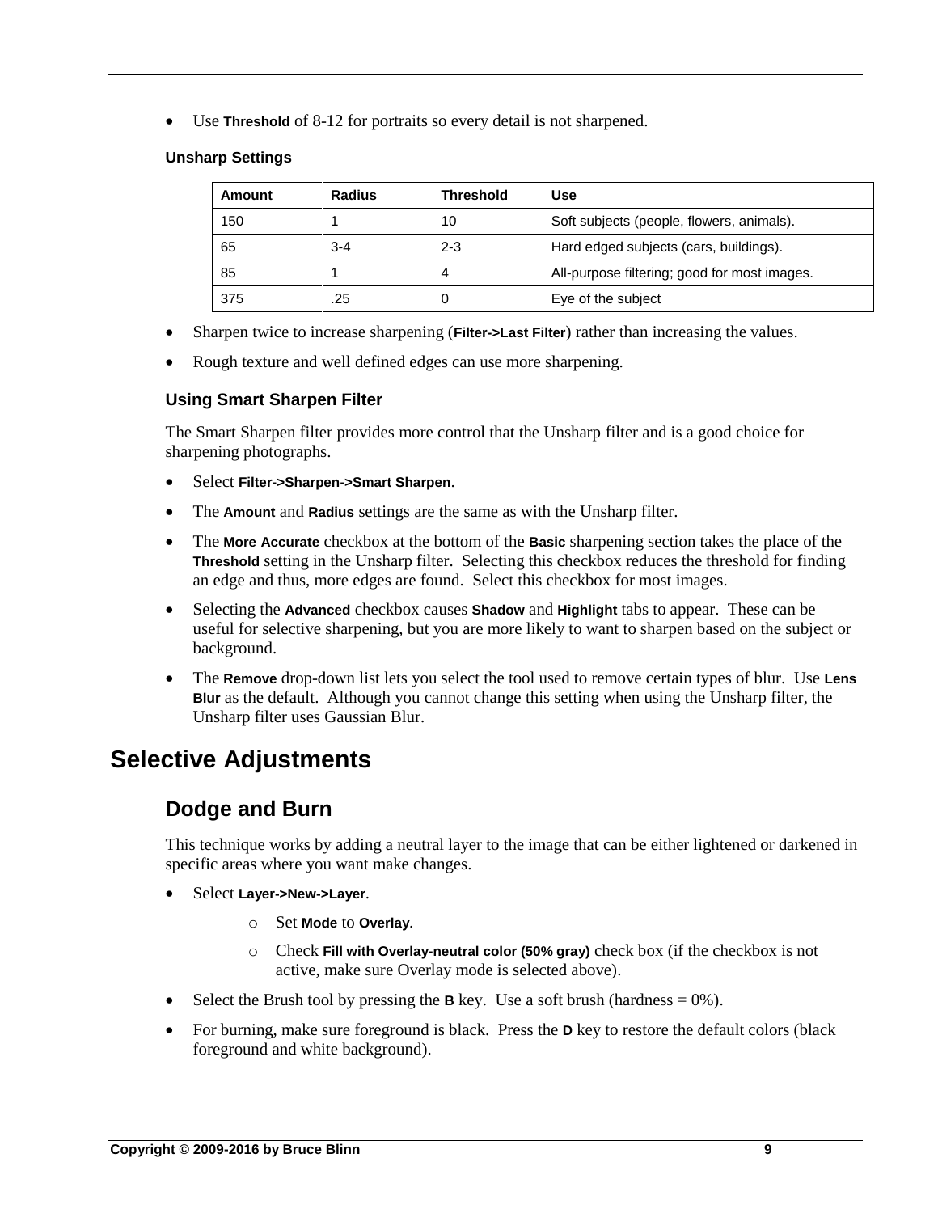- Use **Threshold** of 8-12 for portraits so every detail is not sharpened.

#### Unsharp Settings

| Amount | Radius | Threshold | Use |
|---|---|---|---|
| 150 | 1 | 10 | Soft subjects (people, flowers, animals). |
| 65 | 3-4 | 2-3 | Hard edged subjects (cars, buildings). |
| 85 | 1 | 4 | All-purpose filtering; good for most images. |
| 375 | .25 | 0 | Eye of the subject |

- Sharpen twice to increase sharpening (**Filter->Last Filter**) rather than increasing the values.
- Rough texture and well defined edges can use more sharpening.

### Using Smart Sharpen Filter

The Smart Sharpen filter provides more control that the Unsharp filter and is a good choice for sharpening photographs.

- Select **Filter->Sharpen->Smart Sharpen**.
- The **Amount** and **Radius** settings are the same as with the Unsharp filter.
- The **More Accurate** checkbox at the bottom of the **Basic** sharpening section takes the place of the **Threshold** setting in the Unsharp filter. Selecting this checkbox reduces the threshold for finding an edge and thus, more edges are found. Select this checkbox for most images.
- Selecting the **Advanced** checkbox causes **Shadow** and **Highlight** tabs to appear. These can be useful for selective sharpening, but you are more likely to want to sharpen based on the subject or background.
- The **Remove** drop-down list lets you select the tool used to remove certain types of blur. Use **Lens Blur** as the default. Although you cannot change this setting when using the Unsharp filter, the Unsharp filter uses Gaussian Blur.

# Selective Adjustments

## Dodge and Burn

This technique works by adding a neutral layer to the image that can be either lightened or darkened in specific areas where you want make changes.

- Select **Layer->New->Layer**.
    - Set **Mode** to **Overlay**.
    - Check **Fill with Overlay-neutral color (50% gray)** check box (if the checkbox is not active, make sure Overlay mode is selected above).
- Select the Brush tool by pressing the **B** key. Use a soft brush (hardness = 0%).
- For burning, make sure foreground is black. Press the **D** key to restore the default colors (black foreground and white background).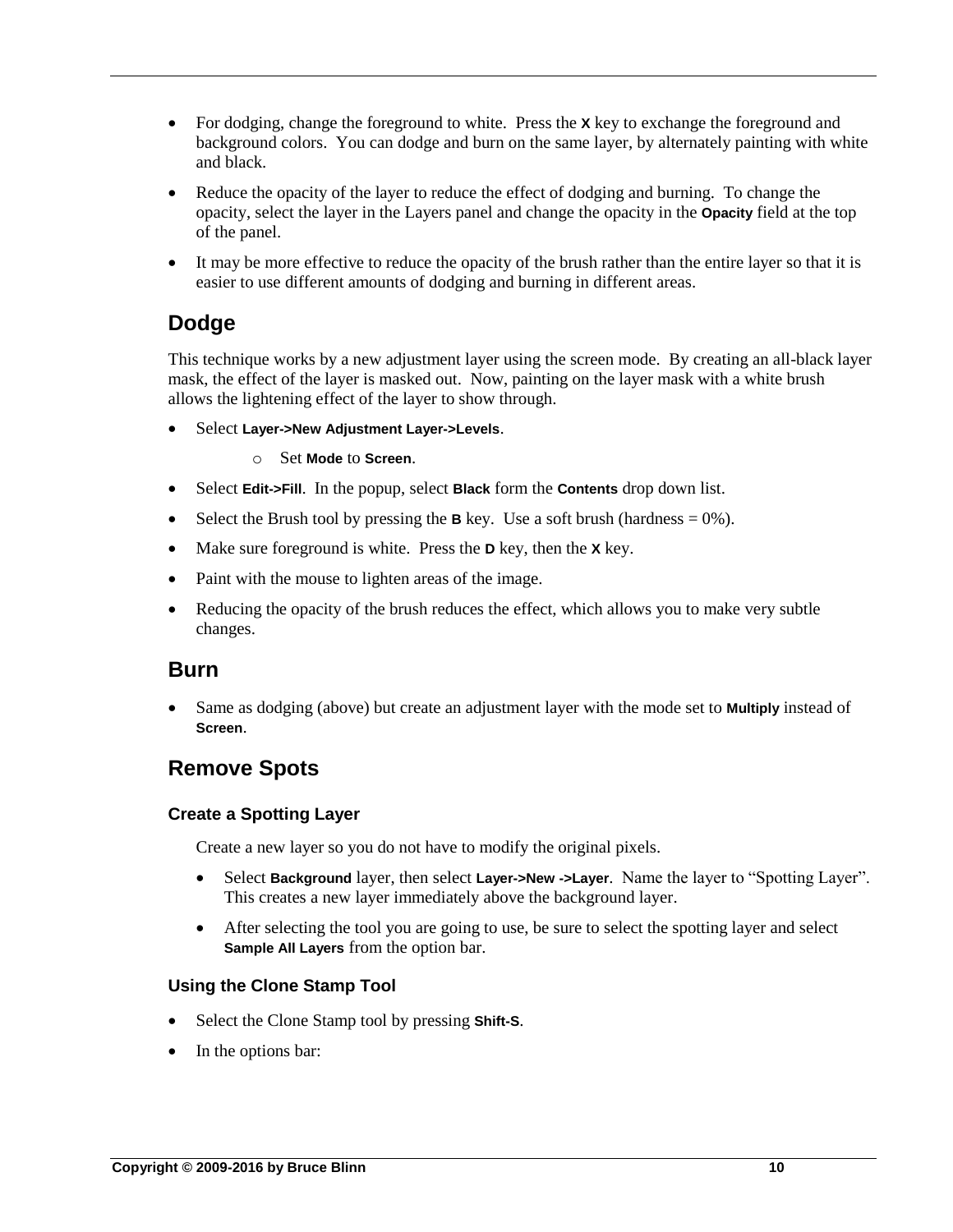- For dodging, change the foreground to white. Press the **X** key to exchange the foreground and background colors. You can dodge and burn on the same layer, by alternately painting with white and black.
- Reduce the opacity of the layer to reduce the effect of dodging and burning. To change the opacity, select the layer in the Layers panel and change the opacity in the **Opacity** field at the top of the panel.
- It may be more effective to reduce the opacity of the brush rather than the entire layer so that it is easier to use different amounts of dodging and burning in different areas.

## Dodge

This technique works by a new adjustment layer using the screen mode. By creating an all-black layer mask, the effect of the layer is masked out. Now, painting on the layer mask with a white brush allows the lightening effect of the layer to show through.

- Select **Layer->New Adjustment Layer->Levels**.
  - Set **Mode** to **Screen**.
- Select **Edit->Fill**. In the popup, select **Black** form the **Contents** drop down list.
- Select the Brush tool by pressing the **B** key. Use a soft brush (hardness = 0%).
- Make sure foreground is white. Press the **D** key, then the **X** key.
- Paint with the mouse to lighten areas of the image.
- Reducing the opacity of the brush reduces the effect, which allows you to make very subtle changes.

## Burn

- Same as dodging (above) but create an adjustment layer with the mode set to **Multiply** instead of **Screen**.

## Remove Spots

### Create a Spotting Layer

Create a new layer so you do not have to modify the original pixels.

- Select **Background** layer, then select **Layer->New ->Layer**. Name the layer to “Spotting Layer”. This creates a new layer immediately above the background layer.
- After selecting the tool you are going to use, be sure to select the spotting layer and select **Sample All Layers** from the option bar.

### Using the Clone Stamp Tool

- Select the Clone Stamp tool by pressing **Shift-S**.
- In the options bar: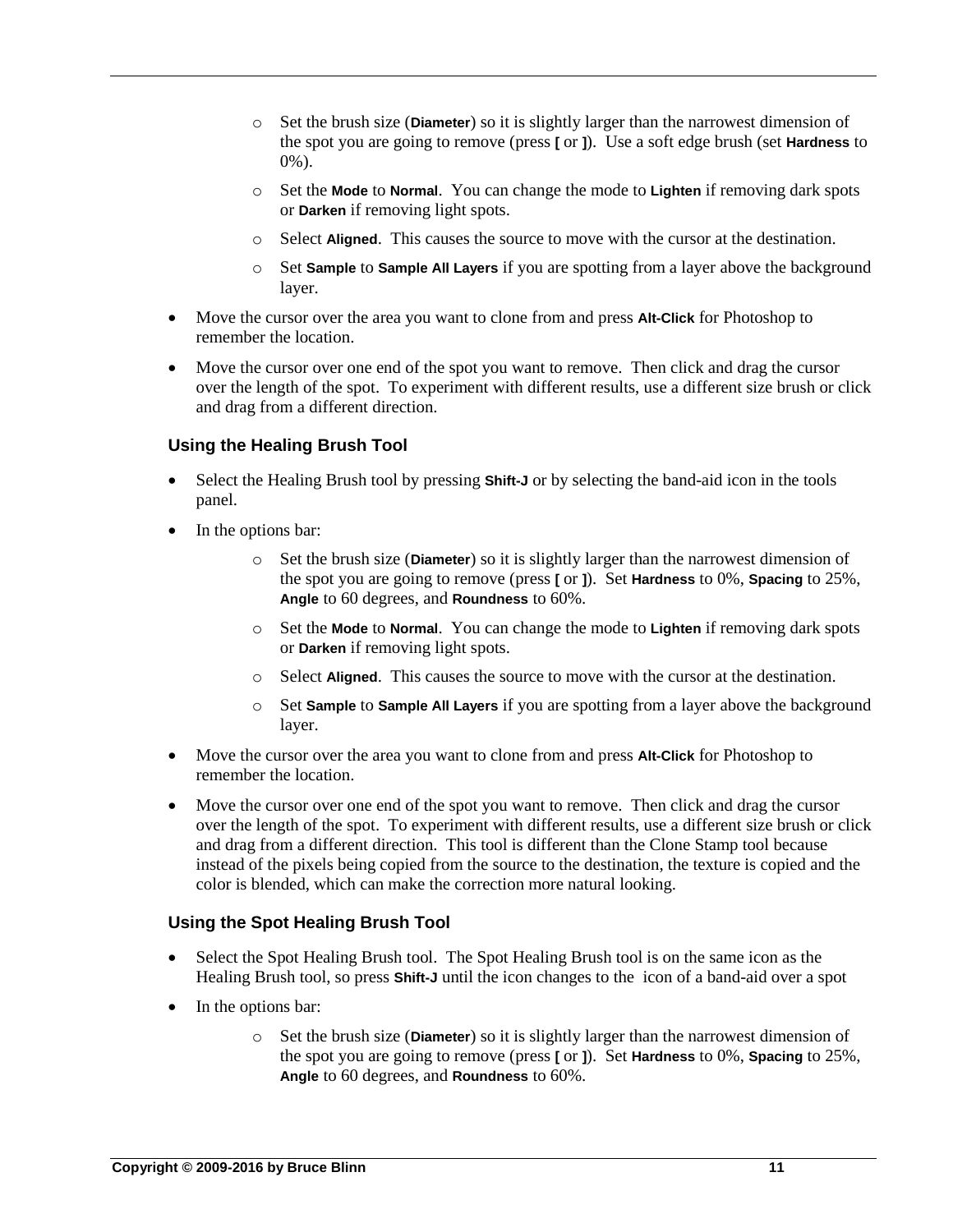- Set the brush size (**Diameter**) so it is slightly larger than the narrowest dimension of the spot you are going to remove (press **[** or **]**). Use a soft edge brush (set **Hardness** to 0%).
  - Set the **Mode** to **Normal**. You can change the mode to **Lighten** if removing dark spots or **Darken** if removing light spots.
  - Select **Aligned**. This causes the source to move with the cursor at the destination.
  - Set **Sample** to **Sample All Layers** if you are spotting from a layer above the background layer.
- Move the cursor over the area you want to clone from and press **Alt-Click** for Photoshop to remember the location.
- Move the cursor over one end of the spot you want to remove. Then click and drag the cursor over the length of the spot. To experiment with different results, use a different size brush or click and drag from a different direction.

### Using the Healing Brush Tool

- Select the Healing Brush tool by pressing **Shift-J** or by selecting the band-aid icon in the tools panel.
- In the options bar:
  - Set the brush size (**Diameter**) so it is slightly larger than the narrowest dimension of the spot you are going to remove (press **[** or **]**). Set **Hardness** to 0%, **Spacing** to 25%, **Angle** to 60 degrees, and **Roundness** to 60%.
  - Set the **Mode** to **Normal**. You can change the mode to **Lighten** if removing dark spots or **Darken** if removing light spots.
  - Select **Aligned**. This causes the source to move with the cursor at the destination.
  - Set **Sample** to **Sample All Layers** if you are spotting from a layer above the background layer.
- Move the cursor over the area you want to clone from and press **Alt-Click** for Photoshop to remember the location.
- Move the cursor over one end of the spot you want to remove. Then click and drag the cursor over the length of the spot. To experiment with different results, use a different size brush or click and drag from a different direction. This tool is different than the Clone Stamp tool because instead of the pixels being copied from the source to the destination, the texture is copied and the color is blended, which can make the correction more natural looking.

### Using the Spot Healing Brush Tool

- Select the Spot Healing Brush tool. The Spot Healing Brush tool is on the same icon as the Healing Brush tool, so press **Shift-J** until the icon changes to the icon of a band-aid over a spot
- In the options bar:
  - Set the brush size (**Diameter**) so it is slightly larger than the narrowest dimension of the spot you are going to remove (press **[** or **]**). Set **Hardness** to 0%, **Spacing** to 25%, **Angle** to 60 degrees, and **Roundness** to 60%.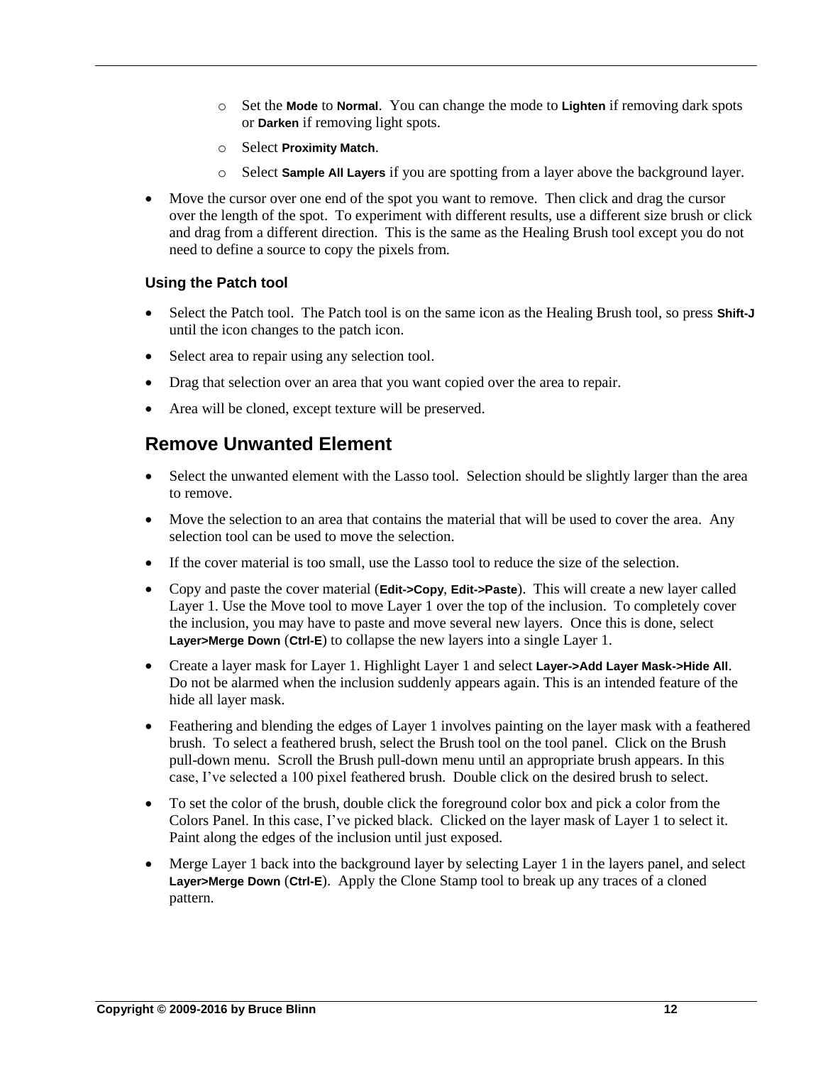- Set the **Mode** to **Normal**. You can change the mode to **Lighten** if removing dark spots or **Darken** if removing light spots.
  - Select **Proximity Match**.
  - Select **Sample All Layers** if you are spotting from a layer above the background layer.
- Move the cursor over one end of the spot you want to remove. Then click and drag the cursor over the length of the spot. To experiment with different results, use a different size brush or click and drag from a different direction. This is the same as the Healing Brush tool except you do not need to define a source to copy the pixels from.

### Using the Patch tool

- Select the Patch tool. The Patch tool is on the same icon as the Healing Brush tool, so press **Shift-J** until the icon changes to the patch icon.
- Select area to repair using any selection tool.
- Drag that selection over an area that you want copied over the area to repair.
- Area will be cloned, except texture will be preserved.

## Remove Unwanted Element

- Select the unwanted element with the Lasso tool. Selection should be slightly larger than the area to remove.
- Move the selection to an area that contains the material that will be used to cover the area. Any selection tool can be used to move the selection.
- If the cover material is too small, use the Lasso tool to reduce the size of the selection.
- Copy and paste the cover material (**Edit->Copy**, **Edit->Paste**). This will create a new layer called Layer 1. Use the Move tool to move Layer 1 over the top of the inclusion. To completely cover the inclusion, you may have to paste and move several new layers. Once this is done, select **Layer>Merge Down** (**Ctrl-E**) to collapse the new layers into a single Layer 1.
- Create a layer mask for Layer 1. Highlight Layer 1 and select **Layer->Add Layer Mask->Hide All**. Do not be alarmed when the inclusion suddenly appears again. This is an intended feature of the hide all layer mask.
- Feathering and blending the edges of Layer 1 involves painting on the layer mask with a feathered brush. To select a feathered brush, select the Brush tool on the tool panel. Click on the Brush pull-down menu. Scroll the Brush pull-down menu until an appropriate brush appears. In this case, I've selected a 100 pixel feathered brush. Double click on the desired brush to select.
- To set the color of the brush, double click the foreground color box and pick a color from the Colors Panel. In this case, I've picked black. Clicked on the layer mask of Layer 1 to select it. Paint along the edges of the inclusion until just exposed.
- Merge Layer 1 back into the background layer by selecting Layer 1 in the layers panel, and select **Layer>Merge Down** (**Ctrl-E**). Apply the Clone Stamp tool to break up any traces of a cloned pattern.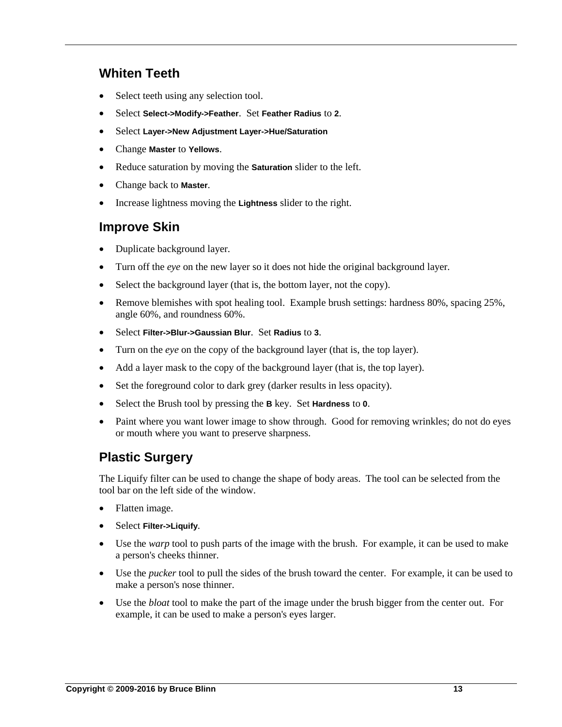## Whiten Teeth

- Select teeth using any selection tool.
- Select **Select->Modify->Feather**. Set **Feather Radius** to **2**.
- Select **Layer->New Adjustment Layer->Hue/Saturation**
- Change **Master** to **Yellows**.
- Reduce saturation by moving the **Saturation** slider to the left.
- Change back to **Master**.
- Increase lightness moving the **Lightness** slider to the right.

## Improve Skin

- Duplicate background layer.
- Turn off the *eye* on the new layer so it does not hide the original background layer.
- Select the background layer (that is, the bottom layer, not the copy).
- Remove blemishes with spot healing tool. Example brush settings: hardness 80%, spacing 25%, angle 60%, and roundness 60%.
- Select **Filter->Blur->Gaussian Blur**. Set **Radius** to **3**.
- Turn on the *eye* on the copy of the background layer (that is, the top layer).
- Add a layer mask to the copy of the background layer (that is, the top layer).
- Set the foreground color to dark grey (darker results in less opacity).
- Select the Brush tool by pressing the **B** key. Set **Hardness** to **0**.
- Paint where you want lower image to show through. Good for removing wrinkles; do not do eyes or mouth where you want to preserve sharpness.

## Plastic Surgery

The Liquify filter can be used to change the shape of body areas. The tool can be selected from the tool bar on the left side of the window.

- Flatten image.
- Select **Filter->Liquify**.
- Use the *warp* tool to push parts of the image with the brush. For example, it can be used to make a person's cheeks thinner.
- Use the *pucker* tool to pull the sides of the brush toward the center. For example, it can be used to make a person's nose thinner.
- Use the *bloat* tool to make the part of the image under the brush bigger from the center out. For example, it can be used to make a person's eyes larger.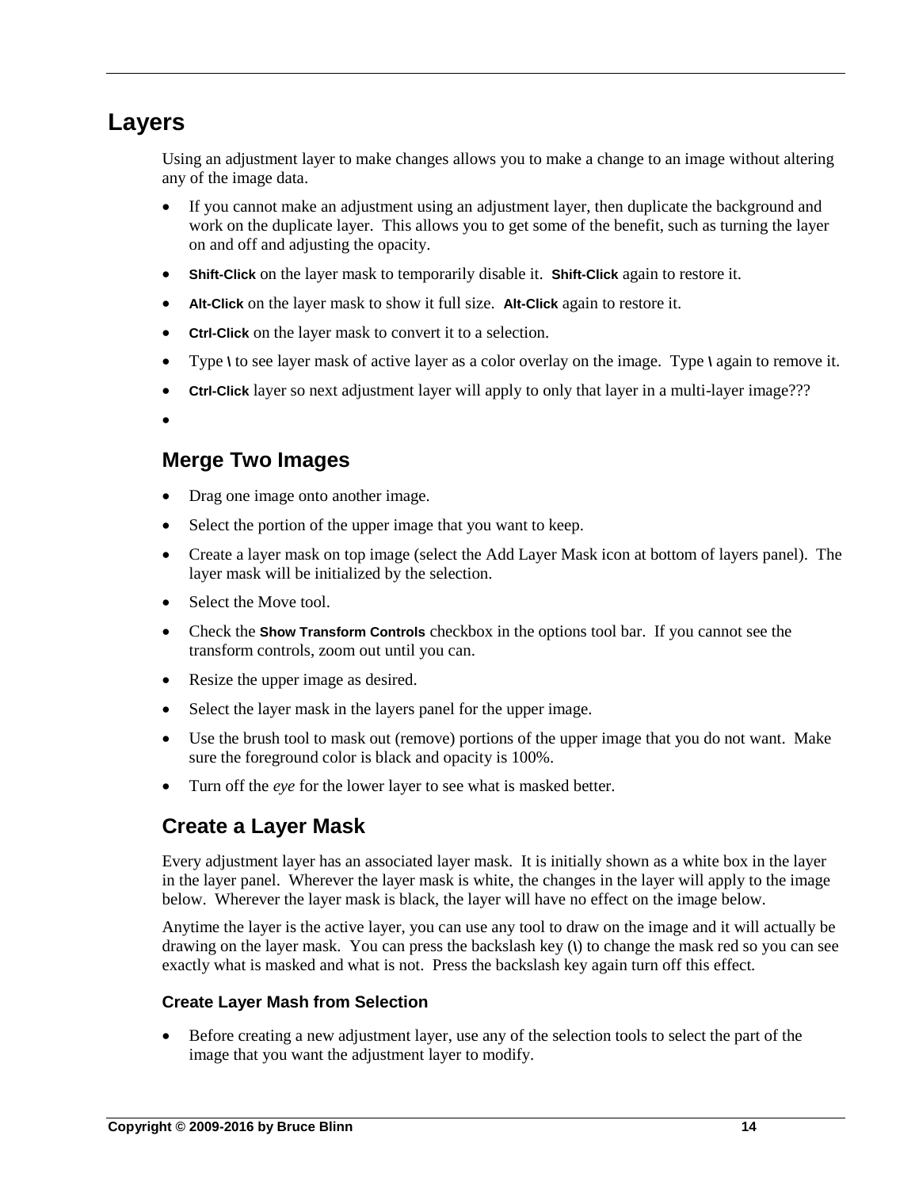# Layers

Using an adjustment layer to make changes allows you to make a change to an image without altering any of the image data.

- If you cannot make an adjustment using an adjustment layer, then duplicate the background and work on the duplicate layer. This allows you to get some of the benefit, such as turning the layer on and off and adjusting the opacity.
- **Shift-Click** on the layer mask to temporarily disable it. **Shift-Click** again to restore it.
- **Alt-Click** on the layer mask to show it full size. **Alt-Click** again to restore it.
- **Ctrl-Click** on the layer mask to convert it to a selection.
- Type **\\** to see layer mask of active layer as a color overlay on the image. Type **\\** again to remove it.
- **Ctrl-Click** layer so next adjustment layer will apply to only that layer in a multi-layer image???
- 

## Merge Two Images

- Drag one image onto another image.
- Select the portion of the upper image that you want to keep.
- Create a layer mask on top image (select the Add Layer Mask icon at bottom of layers panel). The layer mask will be initialized by the selection.
- Select the Move tool.
- Check the **Show Transform Controls** checkbox in the options tool bar. If you cannot see the transform controls, zoom out until you can.
- Resize the upper image as desired.
- Select the layer mask in the layers panel for the upper image.
- Use the brush tool to mask out (remove) portions of the upper image that you do not want. Make sure the foreground color is black and opacity is 100%.
- Turn off the *eye* for the lower layer to see what is masked better.

## Create a Layer Mask

Every adjustment layer has an associated layer mask. It is initially shown as a white box in the layer in the layer panel. Wherever the layer mask is white, the changes in the layer will apply to the image below. Wherever the layer mask is black, the layer will have no effect on the image below.

Anytime the layer is the active layer, you can use any tool to draw on the image and it will actually be drawing on the layer mask. You can press the backslash key (**\\**) to change the mask red so you can see exactly what is masked and what is not. Press the backslash key again turn off this effect.

### Create Layer Mash from Selection

- Before creating a new adjustment layer, use any of the selection tools to select the part of the image that you want the adjustment layer to modify.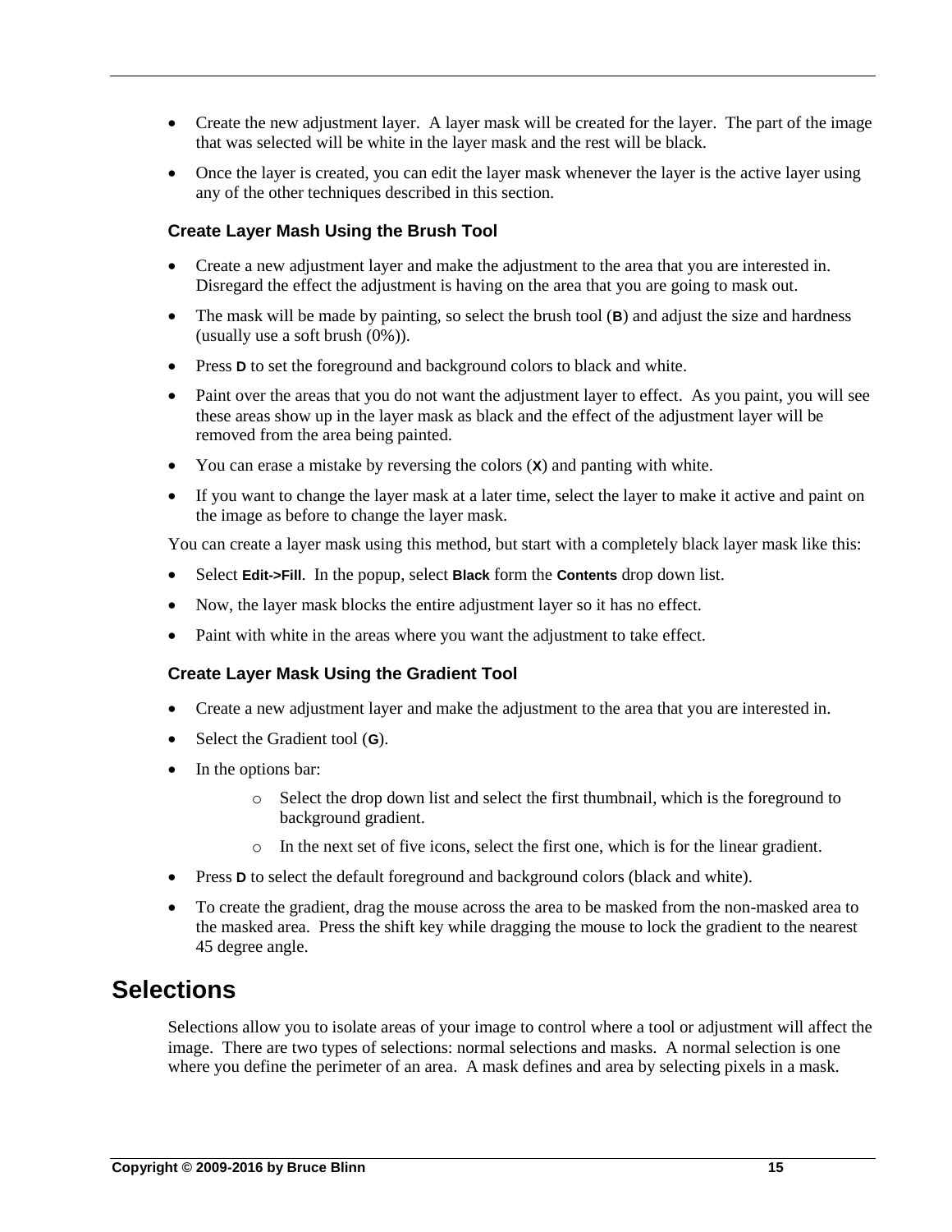- Create the new adjustment layer. A layer mask will be created for the layer. The part of the image that was selected will be white in the layer mask and the rest will be black.
- Once the layer is created, you can edit the layer mask whenever the layer is the active layer using any of the other techniques described in this section.

### Create Layer Mash Using the Brush Tool

- Create a new adjustment layer and make the adjustment to the area that you are interested in. Disregard the effect the adjustment is having on the area that you are going to mask out.
- The mask will be made by painting, so select the brush tool (**B**) and adjust the size and hardness (usually use a soft brush (0%)).
- Press **D** to set the foreground and background colors to black and white.
- Paint over the areas that you do not want the adjustment layer to effect. As you paint, you will see these areas show up in the layer mask as black and the effect of the adjustment layer will be removed from the area being painted.
- You can erase a mistake by reversing the colors (**X**) and panting with white.
- If you want to change the layer mask at a later time, select the layer to make it active and paint on the image as before to change the layer mask.

You can create a layer mask using this method, but start with a completely black layer mask like this:

- Select **Edit->Fill**. In the popup, select **Black** form the **Contents** drop down list.
- Now, the layer mask blocks the entire adjustment layer so it has no effect.
- Paint with white in the areas where you want the adjustment to take effect.

### Create Layer Mask Using the Gradient Tool

- Create a new adjustment layer and make the adjustment to the area that you are interested in.
- Select the Gradient tool (**G**).
- In the options bar:
  - Select the drop down list and select the first thumbnail, which is the foreground to background gradient.
  - In the next set of five icons, select the first one, which is for the linear gradient.
- Press **D** to select the default foreground and background colors (black and white).
- To create the gradient, drag the mouse across the area to be masked from the non-masked area to the masked area. Press the shift key while dragging the mouse to lock the gradient to the nearest 45 degree angle.

## Selections

Selections allow you to isolate areas of your image to control where a tool or adjustment will affect the image. There are two types of selections: normal selections and masks. A normal selection is one where you define the perimeter of an area. A mask defines and area by selecting pixels in a mask.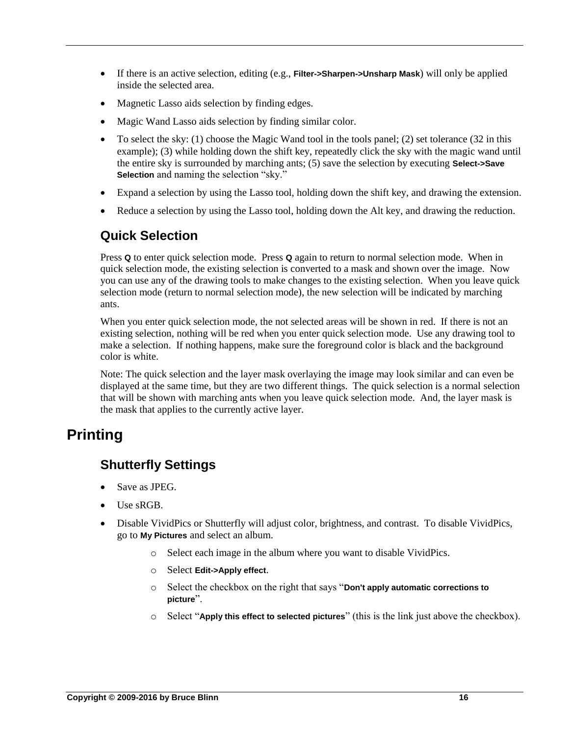- If there is an active selection, editing (e.g., **Filter->Sharpen->Unsharp Mask**) will only be applied inside the selected area.
- Magnetic Lasso aids selection by finding edges.
- Magic Wand Lasso aids selection by finding similar color.
- To select the sky: (1) choose the Magic Wand tool in the tools panel; (2) set tolerance (32 in this example); (3) while holding down the shift key, repeatedly click the sky with the magic wand until the entire sky is surrounded by marching ants; (5) save the selection by executing **Select->Save Selection** and naming the selection "sky."
- Expand a selection by using the Lasso tool, holding down the shift key, and drawing the extension.
- Reduce a selection by using the Lasso tool, holding down the Alt key, and drawing the reduction.

## Quick Selection

Press **Q** to enter quick selection mode. Press **Q** again to return to normal selection mode. When in quick selection mode, the existing selection is converted to a mask and shown over the image. Now you can use any of the drawing tools to make changes to the existing selection. When you leave quick selection mode (return to normal selection mode), the new selection will be indicated by marching ants.

When you enter quick selection mode, the not selected areas will be shown in red. If there is not an existing selection, nothing will be red when you enter quick selection mode. Use any drawing tool to make a selection. If nothing happens, make sure the foreground color is black and the background color is white.

Note: The quick selection and the layer mask overlaying the image may look similar and can even be displayed at the same time, but they are two different things. The quick selection is a normal selection that will be shown with marching ants when you leave quick selection mode. And, the layer mask is the mask that applies to the currently active layer.

# Printing

## Shutterfly Settings

- Save as JPEG.
- Use sRGB.
- Disable VividPics or Shutterfly will adjust color, brightness, and contrast. To disable VividPics, go to **My Pictures** and select an album.
    - Select each image in the album where you want to disable VividPics.
    - Select **Edit->Apply effect**.
    - Select the checkbox on the right that says "**Don't apply automatic corrections to picture**".
    - Select "**Apply this effect to selected pictures**" (this is the link just above the checkbox).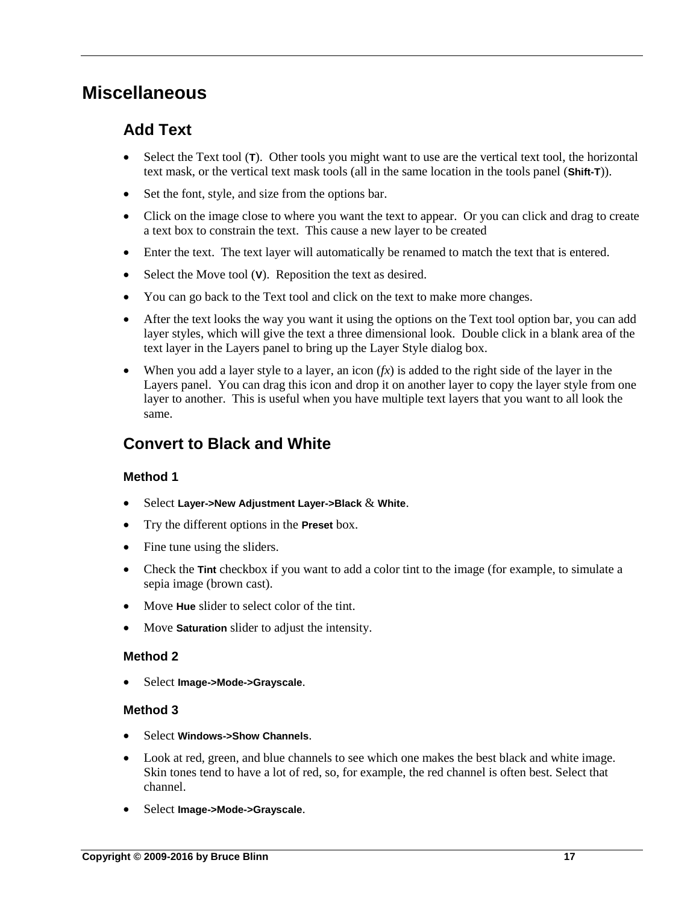# Miscellaneous

## Add Text

- Select the Text tool (**T**). Other tools you might want to use are the vertical text tool, the horizontal text mask, or the vertical text mask tools (all in the same location in the tools panel (**Shift-T**)).
- Set the font, style, and size from the options bar.
- Click on the image close to where you want the text to appear. Or you can click and drag to create a text box to constrain the text. This cause a new layer to be created
- Enter the text. The text layer will automatically be renamed to match the text that is entered.
- Select the Move tool (**V**). Reposition the text as desired.
- You can go back to the Text tool and click on the text to make more changes.
- After the text looks the way you want it using the options on the Text tool option bar, you can add layer styles, which will give the text a three dimensional look. Double click in a blank area of the text layer in the Layers panel to bring up the Layer Style dialog box.
- When you add a layer style to a layer, an icon (*fx*) is added to the right side of the layer in the Layers panel. You can drag this icon and drop it on another layer to copy the layer style from one layer to another. This is useful when you have multiple text layers that you want to all look the same.

## Convert to Black and White

### Method 1

- Select **Layer->New Adjustment Layer->Black** & **White**.
- Try the different options in the **Preset** box.
- Fine tune using the sliders.
- Check the **Tint** checkbox if you want to add a color tint to the image (for example, to simulate a sepia image (brown cast).
- Move **Hue** slider to select color of the tint.
- Move **Saturation** slider to adjust the intensity.

### Method 2

- Select **Image->Mode->Grayscale**.

### Method 3

- Select **Windows->Show Channels**.
- Look at red, green, and blue channels to see which one makes the best black and white image. Skin tones tend to have a lot of red, so, for example, the red channel is often best. Select that channel.
- Select **Image->Mode->Grayscale**.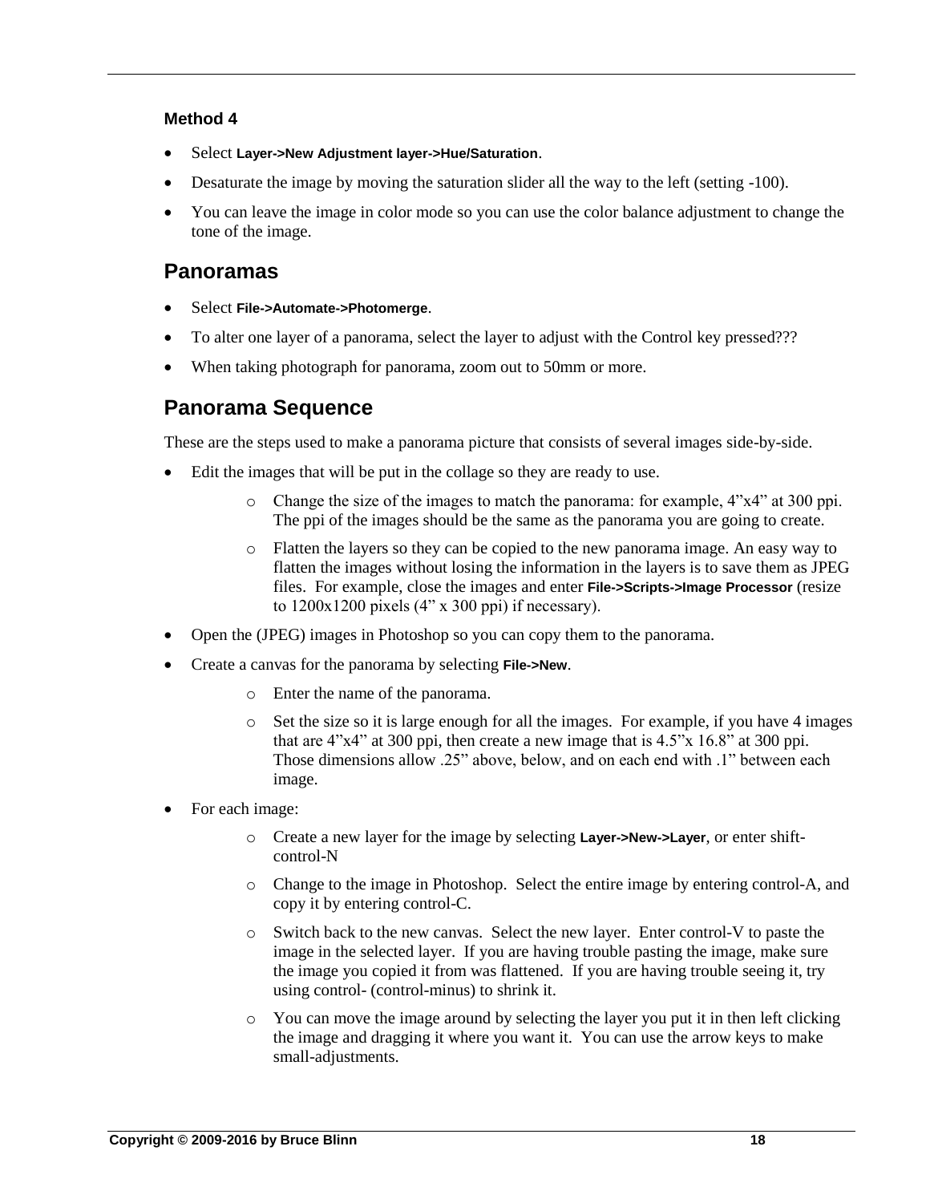### Method 4

- Select **Layer->New Adjustment layer->Hue/Saturation**.
- Desaturate the image by moving the saturation slider all the way to the left (setting -100).
- You can leave the image in color mode so you can use the color balance adjustment to change the tone of the image.

## Panoramas

- Select **File->Automate->Photomerge**.
- To alter one layer of a panorama, select the layer to adjust with the Control key pressed???
- When taking photograph for panorama, zoom out to 50mm or more.

## Panorama Sequence

These are the steps used to make a panorama picture that consists of several images side-by-side.

- Edit the images that will be put in the collage so they are ready to use.
    - Change the size of the images to match the panorama: for example, 4”x4” at 300 ppi. The ppi of the images should be the same as the panorama you are going to create.
    - Flatten the layers so they can be copied to the new panorama image. An easy way to flatten the images without losing the information in the layers is to save them as JPEG files. For example, close the images and enter **File->Scripts->Image Processor** (resize to 1200x1200 pixels (4” x 300 ppi) if necessary).
- Open the (JPEG) images in Photoshop so you can copy them to the panorama.
- Create a canvas for the panorama by selecting **File->New**.
    - Enter the name of the panorama.
    - Set the size so it is large enough for all the images. For example, if you have 4 images that are 4”x4” at 300 ppi, then create a new image that is 4.5”x 16.8” at 300 ppi. Those dimensions allow .25” above, below, and on each end with .1” between each image.
- For each image:
    - Create a new layer for the image by selecting **Layer->New->Layer**, or enter shift-control-N
    - Change to the image in Photoshop. Select the entire image by entering control-A, and copy it by entering control-C.
    - Switch back to the new canvas. Select the new layer. Enter control-V to paste the image in the selected layer. If you are having trouble pasting the image, make sure the image you copied it from was flattened. If you are having trouble seeing it, try using control- (control-minus) to shrink it.
    - You can move the image around by selecting the layer you put it in then left clicking the image and dragging it where you want it. You can use the arrow keys to make small-adjustments.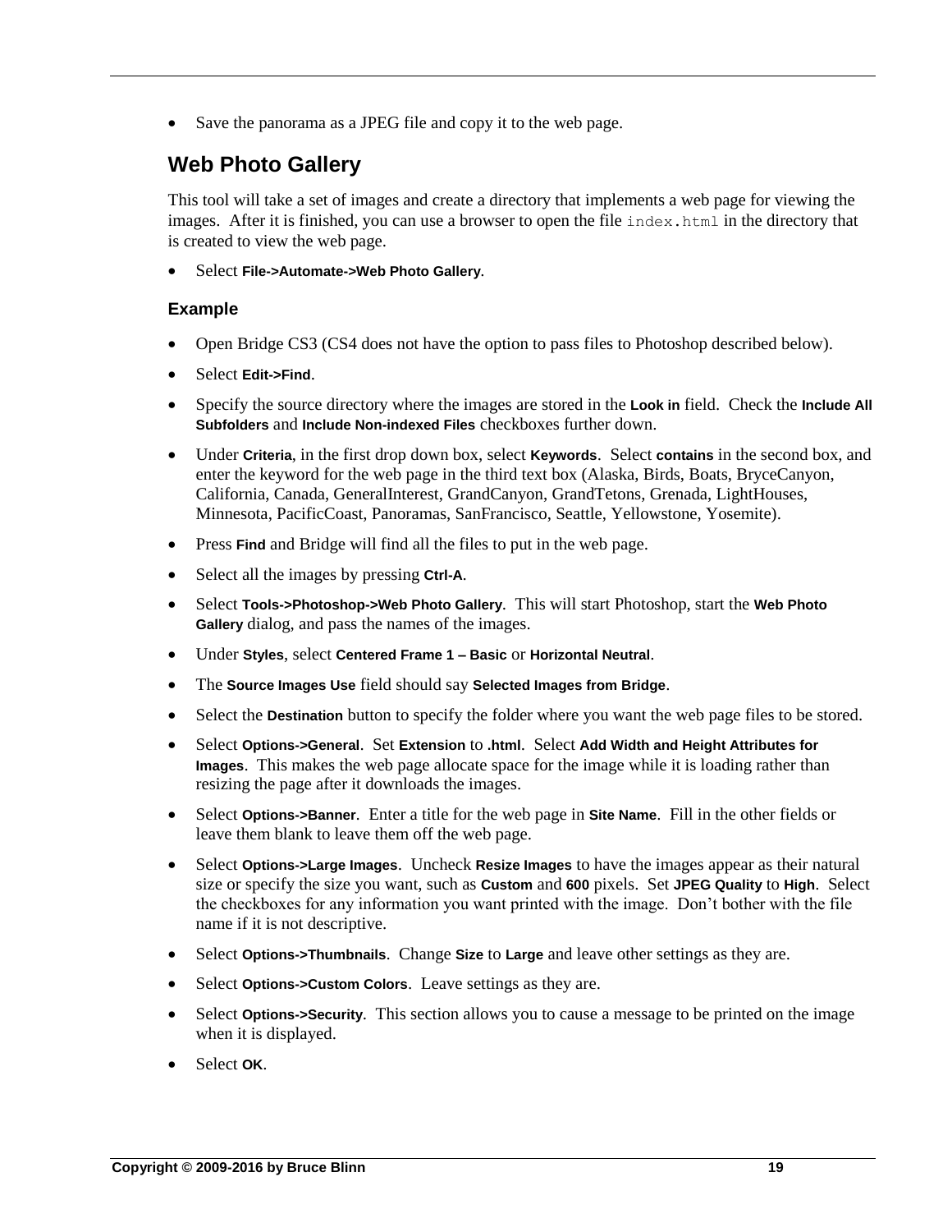- Save the panorama as a JPEG file and copy it to the web page.

## Web Photo Gallery

This tool will take a set of images and create a directory that implements a web page for viewing the images. After it is finished, you can use a browser to open the file `index.html` in the directory that is created to view the web page.

- Select **File->Automate->Web Photo Gallery**.

### Example

- Open Bridge CS3 (CS4 does not have the option to pass files to Photoshop described below).
- Select **Edit->Find**.
- Specify the source directory where the images are stored in the **Look in** field. Check the **Include All Subfolders** and **Include Non-indexed Files** checkboxes further down.
- Under **Criteria**, in the first drop down box, select **Keywords**. Select **contains** in the second box, and enter the keyword for the web page in the third text box (Alaska, Birds, Boats, BryceCanyon, California, Canada, GeneralInterest, GrandCanyon, GrandTetons, Grenada, LightHouses, Minnesota, PacificCoast, Panoramas, SanFrancisco, Seattle, Yellowstone, Yosemite).
- Press **Find** and Bridge will find all the files to put in the web page.
- Select all the images by pressing **Ctrl-A**.
- Select **Tools->Photoshop->Web Photo Gallery**. This will start Photoshop, start the **Web Photo Gallery** dialog, and pass the names of the images.
- Under **Styles**, select **Centered Frame 1 – Basic** or **Horizontal Neutral**.
- The **Source Images Use** field should say **Selected Images from Bridge**.
- Select the **Destination** button to specify the folder where you want the web page files to be stored.
- Select **Options->General**. Set **Extension** to **.html**. Select **Add Width and Height Attributes for Images**. This makes the web page allocate space for the image while it is loading rather than resizing the page after it downloads the images.
- Select **Options->Banner**. Enter a title for the web page in **Site Name**. Fill in the other fields or leave them blank to leave them off the web page.
- Select **Options->Large Images**. Uncheck **Resize Images** to have the images appear as their natural size or specify the size you want, such as **Custom** and **600** pixels. Set **JPEG Quality** to **High**. Select the checkboxes for any information you want printed with the image. Don't bother with the file name if it is not descriptive.
- Select **Options->Thumbnails**. Change **Size** to **Large** and leave other settings as they are.
- Select **Options->Custom Colors**. Leave settings as they are.
- Select **Options->Security**. This section allows you to cause a message to be printed on the image when it is displayed.
- Select **OK**.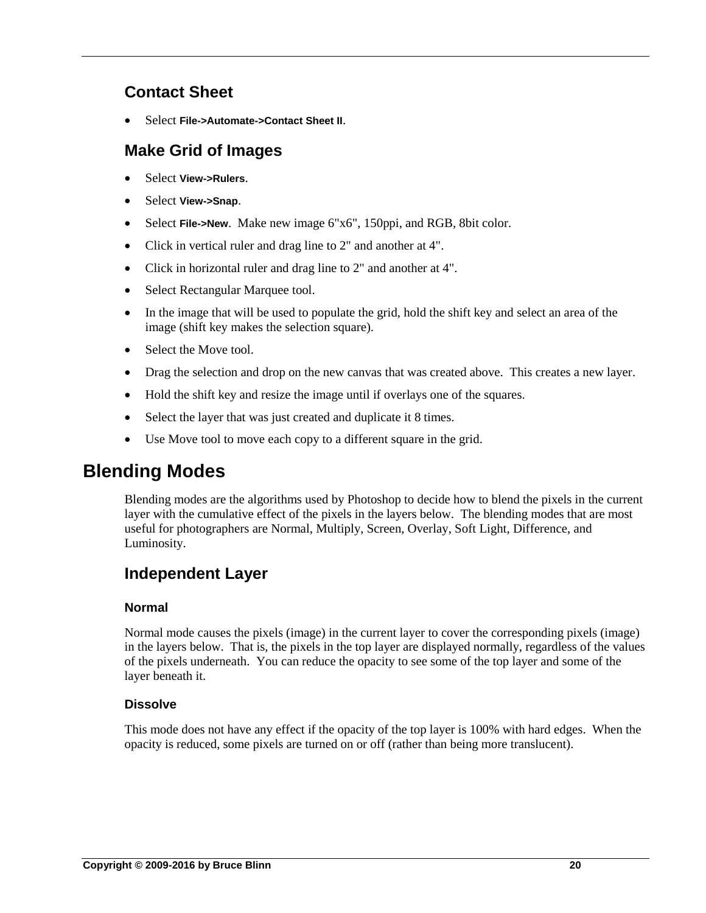## Contact Sheet

- Select **File->Automate->Contact Sheet II**.

## Make Grid of Images

- Select **View->Rulers**.
- Select **View->Snap**.
- Select **File->New**. Make new image 6"x6", 150ppi, and RGB, 8bit color.
- Click in vertical ruler and drag line to 2" and another at 4".
- Click in horizontal ruler and drag line to 2" and another at 4".
- Select Rectangular Marquee tool.
- In the image that will be used to populate the grid, hold the shift key and select an area of the image (shift key makes the selection square).
- Select the Move tool.
- Drag the selection and drop on the new canvas that was created above. This creates a new layer.
- Hold the shift key and resize the image until if overlays one of the squares.
- Select the layer that was just created and duplicate it 8 times.
- Use Move tool to move each copy to a different square in the grid.

# Blending Modes

Blending modes are the algorithms used by Photoshop to decide how to blend the pixels in the current layer with the cumulative effect of the pixels in the layers below. The blending modes that are most useful for photographers are Normal, Multiply, Screen, Overlay, Soft Light, Difference, and Luminosity.

## Independent Layer

### Normal

Normal mode causes the pixels (image) in the current layer to cover the corresponding pixels (image) in the layers below. That is, the pixels in the top layer are displayed normally, regardless of the values of the pixels underneath. You can reduce the opacity to see some of the top layer and some of the layer beneath it.

### Dissolve

This mode does not have any effect if the opacity of the top layer is 100% with hard edges. When the opacity is reduced, some pixels are turned on or off (rather than being more translucent).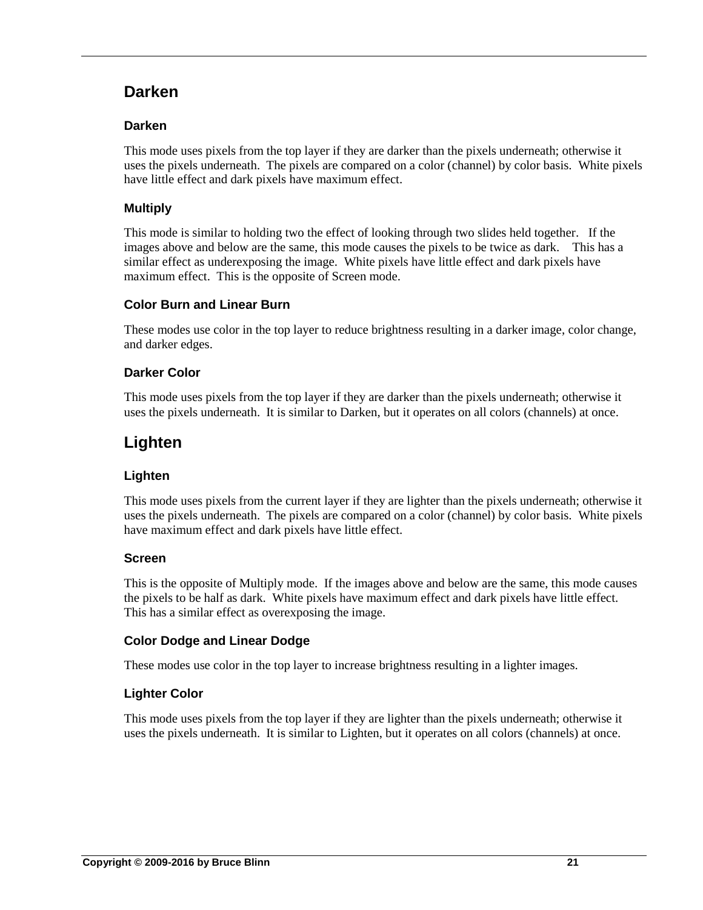## Darken

### Darken

This mode uses pixels from the top layer if they are darker than the pixels underneath; otherwise it uses the pixels underneath. The pixels are compared on a color (channel) by color basis. White pixels have little effect and dark pixels have maximum effect.

### Multiply

This mode is similar to holding two the effect of looking through two slides held together. If the images above and below are the same, this mode causes the pixels to be twice as dark. This has a similar effect as underexposing the image. White pixels have little effect and dark pixels have maximum effect. This is the opposite of Screen mode.

### Color Burn and Linear Burn

These modes use color in the top layer to reduce brightness resulting in a darker image, color change, and darker edges.

### Darker Color

This mode uses pixels from the top layer if they are darker than the pixels underneath; otherwise it uses the pixels underneath. It is similar to Darken, but it operates on all colors (channels) at once.

## Lighten

### Lighten

This mode uses pixels from the current layer if they are lighter than the pixels underneath; otherwise it uses the pixels underneath. The pixels are compared on a color (channel) by color basis. White pixels have maximum effect and dark pixels have little effect.

### Screen

This is the opposite of Multiply mode. If the images above and below are the same, this mode causes the pixels to be half as dark. White pixels have maximum effect and dark pixels have little effect. This has a similar effect as overexposing the image.

### Color Dodge and Linear Dodge

These modes use color in the top layer to increase brightness resulting in a lighter images.

### Lighter Color

This mode uses pixels from the top layer if they are lighter than the pixels underneath; otherwise it uses the pixels underneath. It is similar to Lighten, but it operates on all colors (channels) at once.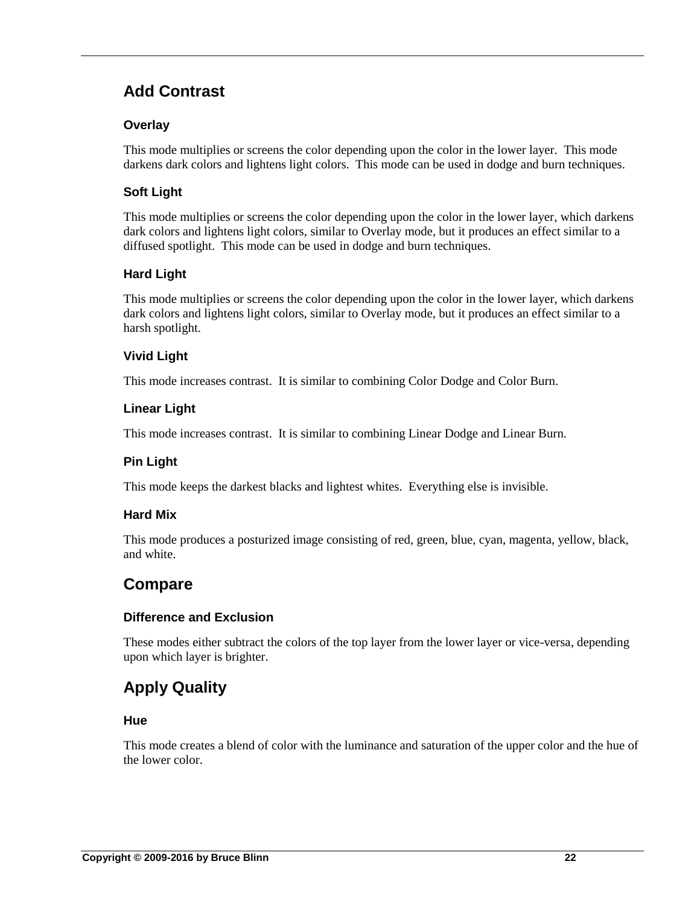## Add Contrast

### Overlay

This mode multiplies or screens the color depending upon the color in the lower layer.  This mode darkens dark colors and lightens light colors.  This mode can be used in dodge and burn techniques.

### Soft Light

This mode multiplies or screens the color depending upon the color in the lower layer, which darkens dark colors and lightens light colors, similar to Overlay mode, but it produces an effect similar to a diffused spotlight.  This mode can be used in dodge and burn techniques.

### Hard Light

This mode multiplies or screens the color depending upon the color in the lower layer, which darkens dark colors and lightens light colors, similar to Overlay mode, but it produces an effect similar to a harsh spotlight.

### Vivid Light

This mode increases contrast.  It is similar to combining Color Dodge and Color Burn.

### Linear Light

This mode increases contrast.  It is similar to combining Linear Dodge and Linear Burn.

### Pin Light

This mode keeps the darkest blacks and lightest whites.  Everything else is invisible.

### Hard Mix

This mode produces a posturized image consisting of red, green, blue, cyan, magenta, yellow, black, and white.

## Compare

### Difference and Exclusion

These modes either subtract the colors of the top layer from the lower layer or vice-versa, depending upon which layer is brighter.

## Apply Quality

### Hue

This mode creates a blend of color with the luminance and saturation of the upper color and the hue of the lower color.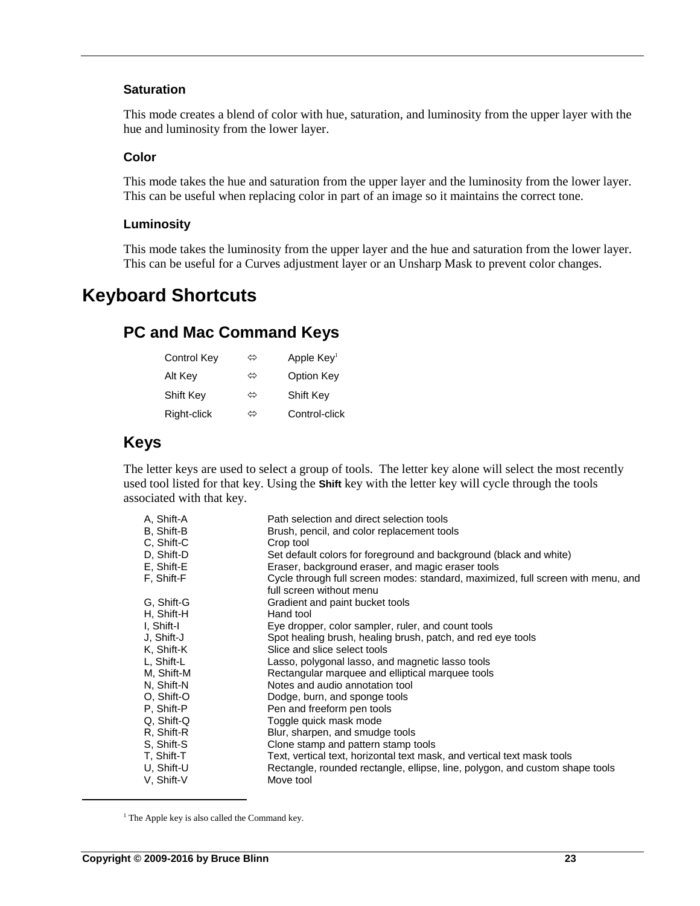### Saturation

This mode creates a blend of color with hue, saturation, and luminosity from the upper layer with the hue and luminosity from the lower layer.

### Color

This mode takes the hue and saturation from the upper layer and the luminosity from the lower layer. This can be useful when replacing color in part of an image so it maintains the correct tone.

### Luminosity

This mode takes the luminosity from the upper layer and the hue and saturation from the lower layer. This can be useful for a Curves adjustment layer or an Unsharp Mask to prevent color changes.

# Keyboard Shortcuts

## PC and Mac Command Keys

| | | |
|---|---|---|
| Control Key | ⇔ | Apple Key[1] |
| Alt Key | ⇔ | Option Key |
| Shift Key | ⇔ | Shift Key |
| Right-click | ⇔ | Control-click |

## Keys

The letter keys are used to select a group of tools. The letter key alone will select the most recently used tool listed for that key. Using the **Shift** key with the letter key will cycle through the tools associated with that key.

| | |
|---|---|
| A, Shift-A | Path selection and direct selection tools |
| B, Shift-B | Brush, pencil, and color replacement tools |
| C, Shift-C | Crop tool |
| D, Shift-D | Set default colors for foreground and background (black and white) |
| E, Shift-E | Eraser, background eraser, and magic eraser tools |
| F, Shift-F | Cycle through full screen modes: standard, maximized, full screen with menu, and full screen without menu |
| G, Shift-G | Gradient and paint bucket tools |
| H, Shift-H | Hand tool |
| I, Shift-I | Eye dropper, color sampler, ruler, and count tools |
| J, Shift-J | Spot healing brush, healing brush, patch, and red eye tools |
| K, Shift-K | Slice and slice select tools |
| L, Shift-L | Lasso, polygonal lasso, and magnetic lasso tools |
| M, Shift-M | Rectangular marquee and elliptical marquee tools |
| N, Shift-N | Notes and audio annotation tool |
| O, Shift-O | Dodge, burn, and sponge tools |
| P, Shift-P | Pen and freeform pen tools |
| Q, Shift-Q | Toggle quick mask mode |
| R, Shift-R | Blur, sharpen, and smudge tools |
| S, Shift-S | Clone stamp and pattern stamp tools |
| T, Shift-T | Text, vertical text, horizontal text mask, and vertical text mask tools |
| U, Shift-U | Rectangle, rounded rectangle, ellipse, line, polygon, and custom shape tools |
| V, Shift-V | Move tool |

[1] The Apple key is also called the Command key.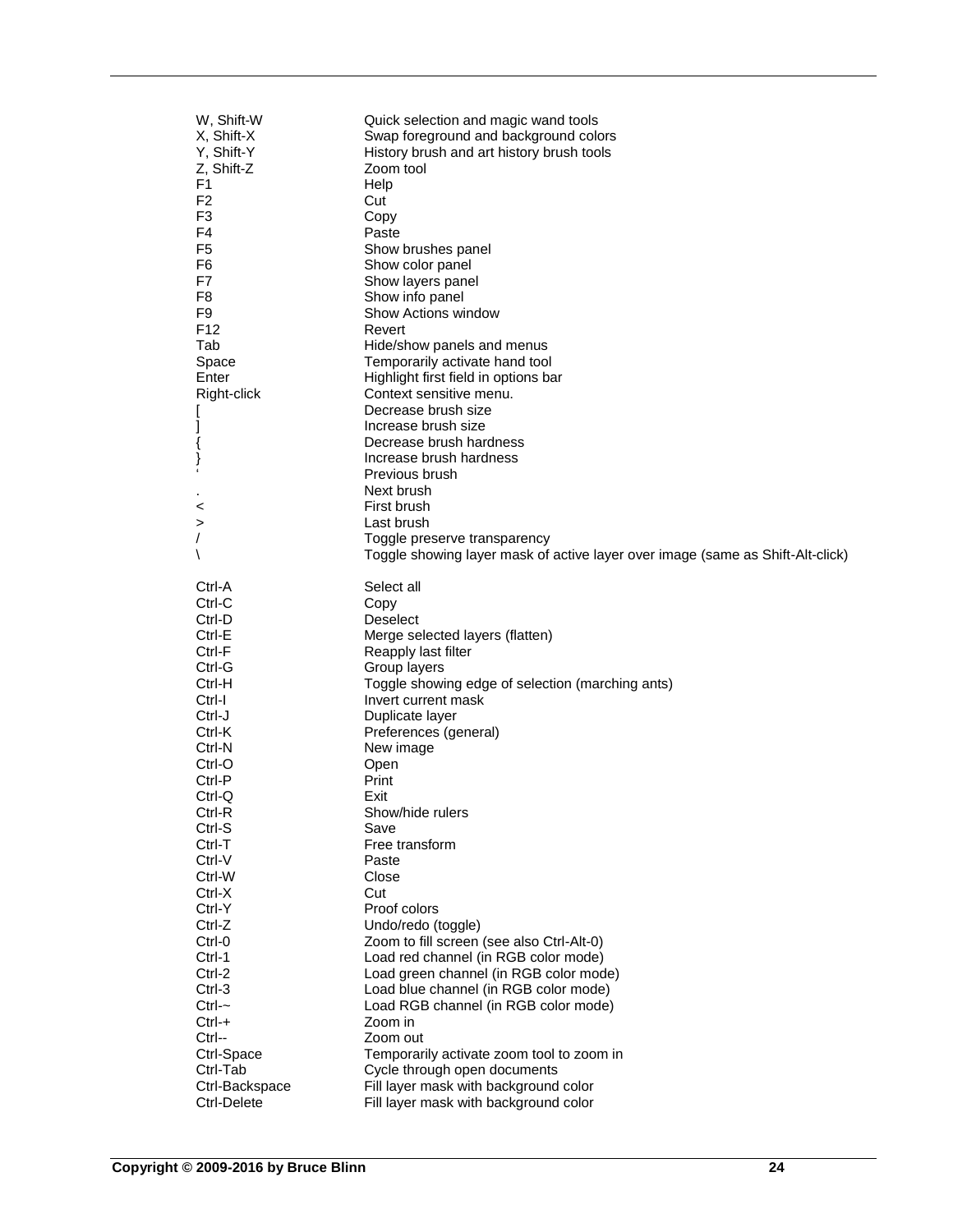| | |
|---|---|
| W, Shift-W | Quick selection and magic wand tools |
| X, Shift-X | Swap foreground and background colors |
| Y, Shift-Y | History brush and art history brush tools |
| Z, Shift-Z | Zoom tool |
| F1 | Help |
| F2 | Cut |
| F3 | Copy |
| F4 | Paste |
| F5 | Show brushes panel |
| F6 | Show color panel |
| F7 | Show layers panel |
| F8 | Show info panel |
| F9 | Show Actions window |
| F12 | Revert |
| Tab | Hide/show panels and menus |
| Space | Temporarily activate hand tool |
| Enter | Highlight first field in options bar |
| Right-click | Context sensitive menu. |
| [ | Decrease brush size |
| ] | Increase brush size |
| { | Decrease brush hardness |
| } | Increase brush hardness |
| ‘ | Previous brush |
| . | Next brush |
| < | First brush |
| > | Last brush |
| / | Toggle preserve transparency |
| \ | Toggle showing layer mask of active layer over image (same as Shift-Alt-click) |

| | |
|---|---|
| Ctrl-A | Select all |
| Ctrl-C | Copy |
| Ctrl-D | Deselect |
| Ctrl-E | Merge selected layers (flatten) |
| Ctrl-F | Reapply last filter |
| Ctrl-G | Group layers |
| Ctrl-H | Toggle showing edge of selection (marching ants) |
| Ctrl-I | Invert current mask |
| Ctrl-J | Duplicate layer |
| Ctrl-K | Preferences (general) |
| Ctrl-N | New image |
| Ctrl-O | Open |
| Ctrl-P | Print |
| Ctrl-Q | Exit |
| Ctrl-R | Show/hide rulers |
| Ctrl-S | Save |
| Ctrl-T | Free transform |
| Ctrl-V | Paste |
| Ctrl-W | Close |
| Ctrl-X | Cut |
| Ctrl-Y | Proof colors |
| Ctrl-Z | Undo/redo (toggle) |
| Ctrl-0 | Zoom to fill screen (see also Ctrl-Alt-0) |
| Ctrl-1 | Load red channel (in RGB color mode) |
| Ctrl-2 | Load green channel (in RGB color mode) |
| Ctrl-3 | Load blue channel (in RGB color mode) |
| Ctrl-~ | Load RGB channel (in RGB color mode) |
| Ctrl-+ | Zoom in |
| Ctrl-- | Zoom out |
| Ctrl-Space | Temporarily activate zoom tool to zoom in |
| Ctrl-Tab | Cycle through open documents |
| Ctrl-Backspace | Fill layer mask with background color |
| Ctrl-Delete | Fill layer mask with background color |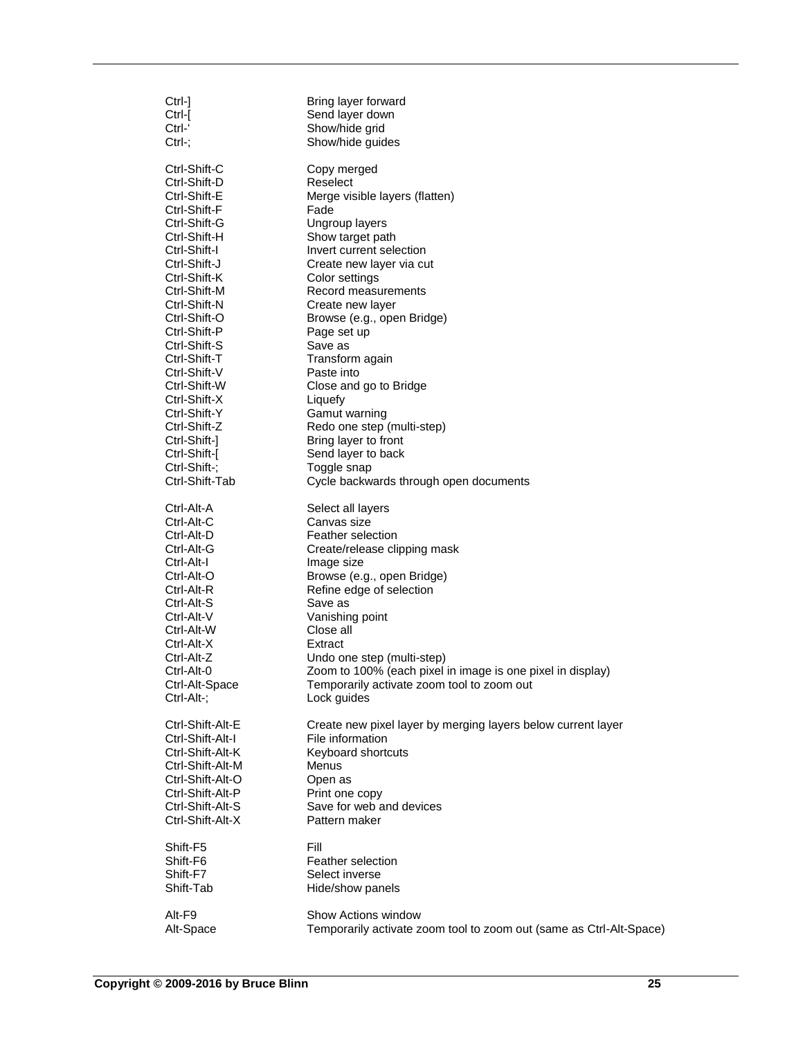| | |
|---|---|
| Ctrl-] | Bring layer forward |
| Ctrl-[ | Send layer down |
| Ctrl-' | Show/hide grid |
| Ctrl-; | Show/hide guides |
| | |
| Ctrl-Shift-C | Copy merged |
| Ctrl-Shift-D | Reselect |
| Ctrl-Shift-E | Merge visible layers (flatten) |
| Ctrl-Shift-F | Fade |
| Ctrl-Shift-G | Ungroup layers |
| Ctrl-Shift-H | Show target path |
| Ctrl-Shift-I | Invert current selection |
| Ctrl-Shift-J | Create new layer via cut |
| Ctrl-Shift-K | Color settings |
| Ctrl-Shift-M | Record measurements |
| Ctrl-Shift-N | Create new layer |
| Ctrl-Shift-O | Browse (e.g., open Bridge) |
| Ctrl-Shift-P | Page set up |
| Ctrl-Shift-S | Save as |
| Ctrl-Shift-T | Transform again |
| Ctrl-Shift-V | Paste into |
| Ctrl-Shift-W | Close and go to Bridge |
| Ctrl-Shift-X | Liquefy |
| Ctrl-Shift-Y | Gamut warning |
| Ctrl-Shift-Z | Redo one step (multi-step) |
| Ctrl-Shift-] | Bring layer to front |
| Ctrl-Shift-[ | Send layer to back |
| Ctrl-Shift-; | Toggle snap |
| Ctrl-Shift-Tab | Cycle backwards through open documents |
| | |
| Ctrl-Alt-A | Select all layers |
| Ctrl-Alt-C | Canvas size |
| Ctrl-Alt-D | Feather selection |
| Ctrl-Alt-G | Create/release clipping mask |
| Ctrl-Alt-I | Image size |
| Ctrl-Alt-O | Browse (e.g., open Bridge) |
| Ctrl-Alt-R | Refine edge of selection |
| Ctrl-Alt-S | Save as |
| Ctrl-Alt-V | Vanishing point |
| Ctrl-Alt-W | Close all |
| Ctrl-Alt-X | Extract |
| Ctrl-Alt-Z | Undo one step (multi-step) |
| Ctrl-Alt-0 | Zoom to 100% (each pixel in image is one pixel in display) |
| Ctrl-Alt-Space | Temporarily activate zoom tool to zoom out |
| Ctrl-Alt-; | Lock guides |
| | |
| Ctrl-Shift-Alt-E | Create new pixel layer by merging layers below current layer |
| Ctrl-Shift-Alt-I | File information |
| Ctrl-Shift-Alt-K | Keyboard shortcuts |
| Ctrl-Shift-Alt-M | Menus |
| Ctrl-Shift-Alt-O | Open as |
| Ctrl-Shift-Alt-P | Print one copy |
| Ctrl-Shift-Alt-S | Save for web and devices |
| Ctrl-Shift-Alt-X | Pattern maker |
| | |
| Shift-F5 | Fill |
| Shift-F6 | Feather selection |
| Shift-F7 | Select inverse |
| Shift-Tab | Hide/show panels |
| | |
| Alt-F9 | Show Actions window |
| Alt-Space | Temporarily activate zoom tool to zoom out (same as Ctrl-Alt-Space) |

**Copyright © 2009-2016 by Bruce Blinn**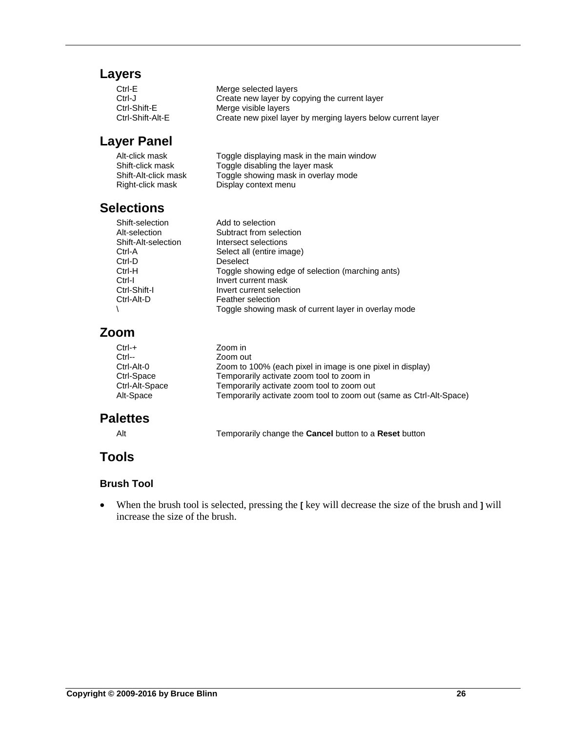## Layers

| | |
|---|---|
| Ctrl-E | Merge selected layers |
| Ctrl-J | Create new layer by copying the current layer |
| Ctrl-Shift-E | Merge visible layers |
| Ctrl-Shift-Alt-E | Create new pixel layer by merging layers below current layer |

## Layer Panel

| | |
|---|---|
| Alt-click mask | Toggle displaying mask in the main window |
| Shift-click mask | Toggle disabling the layer mask |
| Shift-Alt-click mask | Toggle showing mask in overlay mode |
| Right-click mask | Display context menu |

## Selections

| | |
|---|---|
| Shift-selection | Add to selection |
| Alt-selection | Subtract from selection |
| Shift-Alt-selection | Intersect selections |
| Ctrl-A | Select all (entire image) |
| Ctrl-D | Deselect |
| Ctrl-H | Toggle showing edge of selection (marching ants) |
| Ctrl-I | Invert current mask |
| Ctrl-Shift-I | Invert current selection |
| Ctrl-Alt-D | Feather selection |
| \ | Toggle showing mask of current layer in overlay mode |

## Zoom

| | |
|---|---|
| Ctrl-+ | Zoom in |
| Ctrl-- | Zoom out |
| Ctrl-Alt-0 | Zoom to 100% (each pixel in image is one pixel in display) |
| Ctrl-Space | Temporarily activate zoom tool to zoom in |
| Ctrl-Alt-Space | Temporarily activate zoom tool to zoom out |
| Alt-Space | Temporarily activate zoom tool to zoom out (same as Ctrl-Alt-Space) |

## Palettes

| | |
|---|---|
| Alt | Temporarily change the **Cancel** button to a **Reset** button |

## Tools

### Brush Tool

- When the brush tool is selected, pressing the **[** key will decrease the size of the brush and **]** will increase the size of the brush.